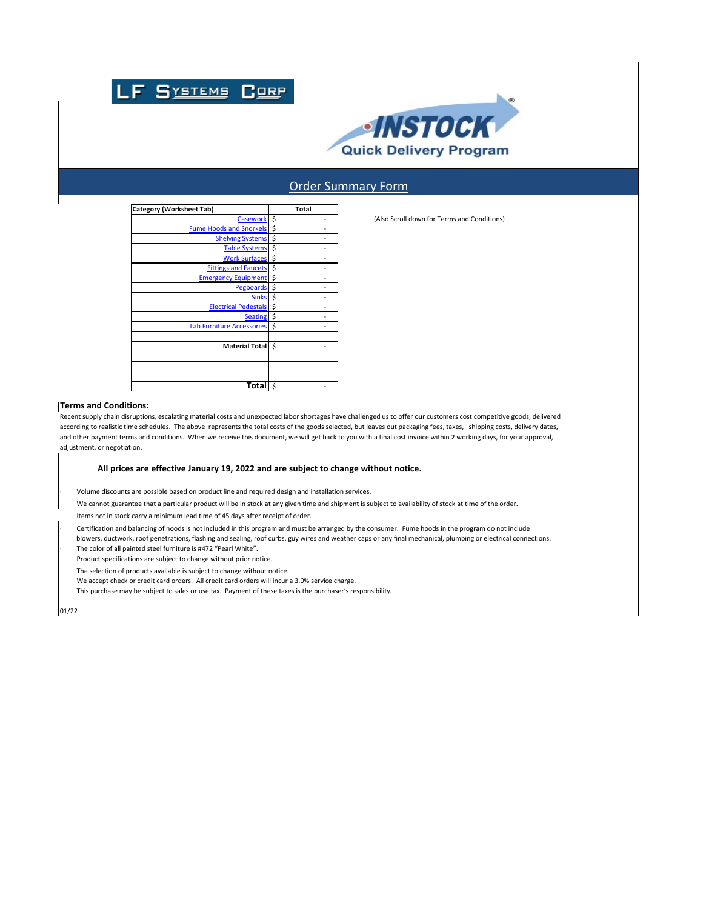LF SYSTEMS CORP

INSTOCK® Quick Delivery Program

## Order Summary Form

| Category (Worksheet Tab) | Total |
|---|---|
| Casework | $ - |
| Fume Hoods and Snorkels | $ - |
| Shelving Systems | $ - |
| Table Systems | $ - |
| Work Surfaces | $ - |
| Fittings and Faucets | $ - |
| Emergency Equipment | $ - |
| Pegboards | $ - |
| Sinks | $ - |
| Electrical Pedestals | $ - |
| Seating | $ - |
| Lab Furniture Accessories | $ - |
| | |
| **Material Total** | $ - |
| | |
| | |
| | |
| **Total** | $ - |

(Also Scroll down for Terms and Conditions)

### Terms and Conditions:

Recent supply chain disruptions, escalating material costs and unexpected labor shortages have challenged us to offer our customers cost competitive goods, delivered according to realistic time schedules. The above represents the total costs of the goods selected, but leaves out packaging fees, taxes, shipping costs, delivery dates, and other payment terms and conditions. When we receive this document, we will get back to you with a final cost invoice within 2 working days, for your approval, adjustment, or negotiation.

**All prices are effective January 19, 2022 and are subject to change without notice.**

- Volume discounts are possible based on product line and required design and installation services.
- We cannot guarantee that a particular product will be in stock at any given time and shipment is subject to availability of stock at time of the order.
- Items not in stock carry a minimum lead time of 45 days after receipt of order.
- Certification and balancing of hoods is not included in this program and must be arranged by the consumer. Fume hoods in the program do not include blowers, ductwork, roof penetrations, flashing and sealing, roof curbs, guy wires and weather caps or any final mechanical, plumbing or electrical connections.
- The color of all painted steel furniture is #472 "Pearl White".
- Product specifications are subject to change without prior notice.
- The selection of products available is subject to change without notice.
- We accept check or credit card orders. All credit card orders will incur a 3.0% service charge.
- This purchase may be subject to sales or use tax. Payment of these taxes is the purchaser's responsibility.

01/22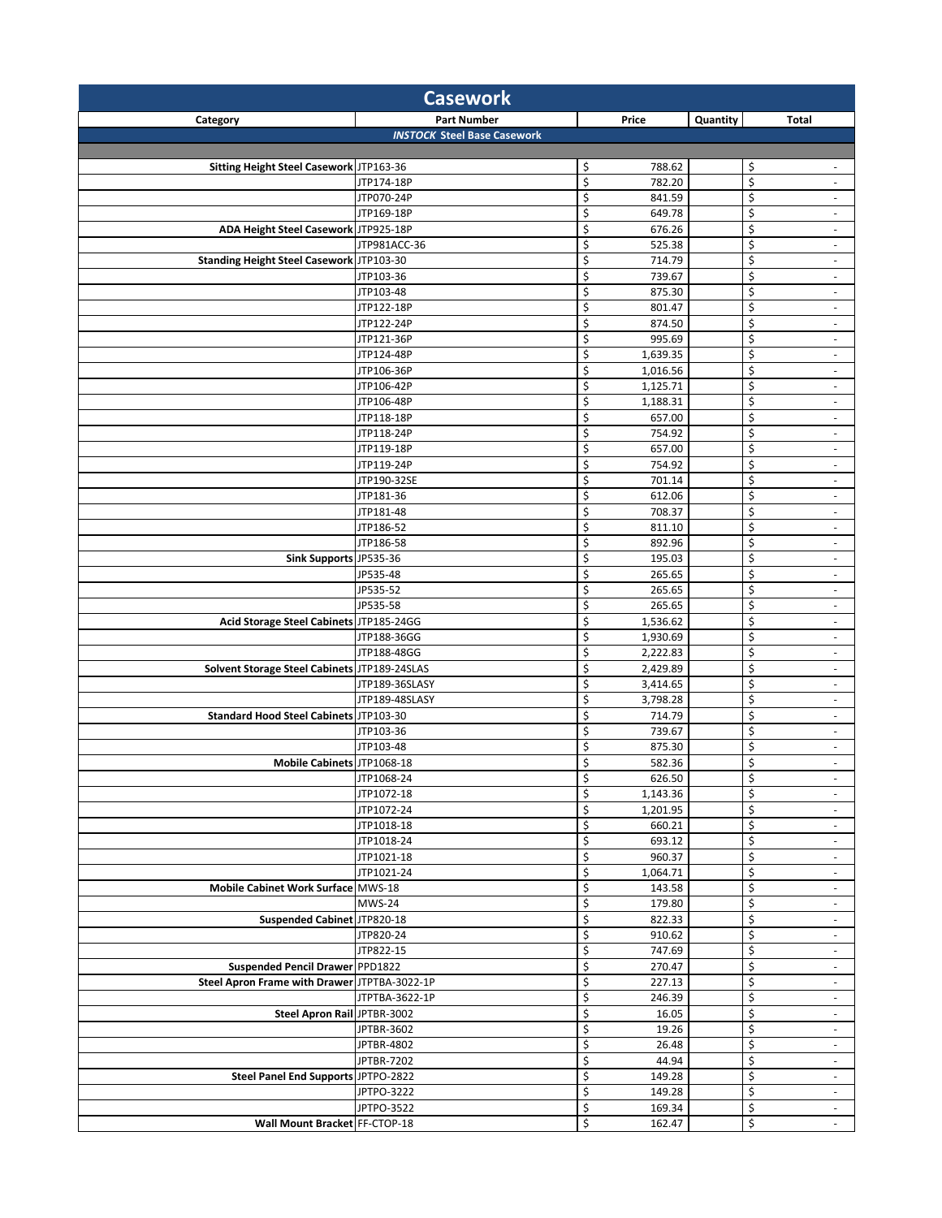# Casework

| Category | Part Number | Price | Quantity | Total |
|---|---|---|---|---|
| | ***INSTOCK* Steel Base Casework** | | | |
| | | | | |
| **Sitting Height Steel Casework** | JTP163-36 | $ 788.62 | | $ - |
| | JTP174-18P | $ 782.20 | | $ - |
| | JTP070-24P | $ 841.59 | | $ - |
| | JTP169-18P | $ 649.78 | | $ - |
| **ADA Height Steel Casework** | JTP925-18P | $ 676.26 | | $ - |
| | JTP981ACC-36 | $ 525.38 | | $ - |
| **Standing Height Steel Casework** | JTP103-30 | $ 714.79 | | $ - |
| | JTP103-36 | $ 739.67 | | $ - |
| | JTP103-48 | $ 875.30 | | $ - |
| | JTP122-18P | $ 801.47 | | $ - |
| | JTP122-24P | $ 874.50 | | $ - |
| | JTP121-36P | $ 995.69 | | $ - |
| | JTP124-48P | $ 1,639.35 | | $ - |
| | JTP106-36P | $ 1,016.56 | | $ - |
| | JTP106-42P | $ 1,125.71 | | $ - |
| | JTP106-48P | $ 1,188.31 | | $ - |
| | JTP118-18P | $ 657.00 | | $ - |
| | JTP118-24P | $ 754.92 | | $ - |
| | JTP119-18P | $ 657.00 | | $ - |
| | JTP119-24P | $ 754.92 | | $ - |
| | JTP190-32SE | $ 701.14 | | $ - |
| | JTP181-36 | $ 612.06 | | $ - |
| | JTP181-48 | $ 708.37 | | $ - |
| | JTP186-52 | $ 811.10 | | $ - |
| | JTP186-58 | $ 892.96 | | $ - |
| **Sink Supports** | JP535-36 | $ 195.03 | | $ - |
| | JP535-48 | $ 265.65 | | $ - |
| | JP535-52 | $ 265.65 | | $ - |
| | JP535-58 | $ 265.65 | | $ - |
| **Acid Storage Steel Cabinets** | JTP185-24GG | $ 1,536.62 | | $ - |
| | JTP188-36GG | $ 1,930.69 | | $ - |
| | JTP188-48GG | $ 2,222.83 | | $ - |
| **Solvent Storage Steel Cabinets** | JTP189-24SLAS | $ 2,429.89 | | $ - |
| | JTP189-36SLASY | $ 3,414.65 | | $ - |
| | JTP189-48SLASY | $ 3,798.28 | | $ - |
| **Standard Hood Steel Cabinets** | JTP103-30 | $ 714.79 | | $ - |
| | JTP103-36 | $ 739.67 | | $ - |
| | JTP103-48 | $ 875.30 | | $ - |
| **Mobile Cabinets** | JTP1068-18 | $ 582.36 | | $ - |
| | JTP1068-24 | $ 626.50 | | $ - |
| | JTP1072-18 | $ 1,143.36 | | $ - |
| | JTP1072-24 | $ 1,201.95 | | $ - |
| | JTP1018-18 | $ 660.21 | | $ - |
| | JTP1018-24 | $ 693.12 | | $ - |
| | JTP1021-18 | $ 960.37 | | $ - |
| | JTP1021-24 | $ 1,064.71 | | $ - |
| **Mobile Cabinet Work Surface** | MWS-18 | $ 143.58 | | $ - |
| | MWS-24 | $ 179.80 | | $ - |
| **Suspended Cabinet** | JTP820-18 | $ 822.33 | | $ - |
| | JTP820-24 | $ 910.62 | | $ - |
| | JTP822-15 | $ 747.69 | | $ - |
| **Suspended Pencil Drawer** | PPD1822 | $ 270.47 | | $ - |
| **Steel Apron Frame with Drawer** | JTPTBA-3022-1P | $ 227.13 | | $ - |
| | JTPTBA-3622-1P | $ 246.39 | | $ - |
| **Steel Apron Rail** | JPTBR-3002 | $ 16.05 | | $ - |
| | JPTBR-3602 | $ 19.26 | | $ - |
| | JPTBR-4802 | $ 26.48 | | $ - |
| | JPTBR-7202 | $ 44.94 | | $ - |
| **Steel Panel End Supports** | JPTPO-2822 | $ 149.28 | | $ - |
| | JPTPO-3222 | $ 149.28 | | $ - |
| | JPTPO-3522 | $ 169.34 | | $ - |
| **Wall Mount Bracket** | FF-CTOP-18 | $ 162.47 | | $ - |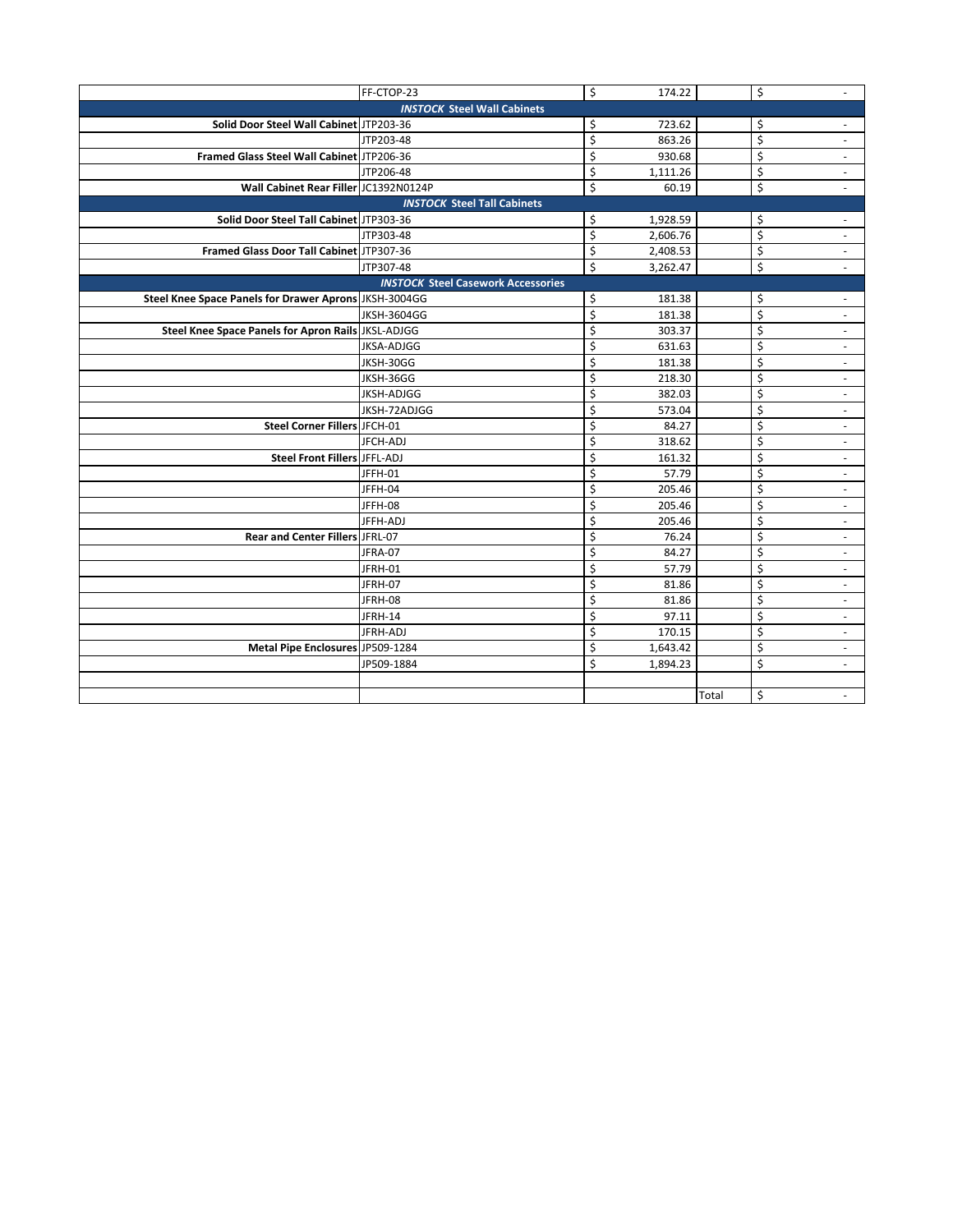| | | | | |
|---|---|---|---|---|
| | FF-CTOP-23 | $ 174.22 | | $ - |
| | ***INSTOCK* Steel Wall Cabinets** | | | |
| **Solid Door Steel Wall Cabinet** | JTP203-36 | $ 723.62 | | $ - |
| | JTP203-48 | $ 863.26 | | $ - |
| **Framed Glass Steel Wall Cabinet** | JTP206-36 | $ 930.68 | | $ - |
| | JTP206-48 | $ 1,111.26 | | $ - |
| **Wall Cabinet Rear Filler** | JC1392N0124P | $ 60.19 | | $ - |
| | ***INSTOCK* Steel Tall Cabinets** | | | |
| **Solid Door Steel Tall Cabinet** | JTP303-36 | $ 1,928.59 | | $ - |
| | JTP303-48 | $ 2,606.76 | | $ - |
| **Framed Glass Door Tall Cabinet** | JTP307-36 | $ 2,408.53 | | $ - |
| | JTP307-48 | $ 3,262.47 | | $ - |
| | ***INSTOCK* Steel Casework Accessories** | | | |
| **Steel Knee Space Panels for Drawer Aprons** | JKSH-3004GG | $ 181.38 | | $ - |
| | JKSH-3604GG | $ 181.38 | | $ - |
| **Steel Knee Space Panels for Apron Rails** | JKSL-ADJGG | $ 303.37 | | $ - |
| | JKSA-ADJGG | $ 631.63 | | $ - |
| | JKSH-30GG | $ 181.38 | | $ - |
| | JKSH-36GG | $ 218.30 | | $ - |
| | JKSH-ADJGG | $ 382.03 | | $ - |
| | JKSH-72ADJGG | $ 573.04 | | $ - |
| **Steel Corner Fillers** | JFCH-01 | $ 84.27 | | $ - |
| | JFCH-ADJ | $ 318.62 | | $ - |
| **Steel Front Fillers** | JFFL-ADJ | $ 161.32 | | $ - |
| | JFFH-01 | $ 57.79 | | $ - |
| | JFFH-04 | $ 205.46 | | $ - |
| | JFFH-08 | $ 205.46 | | $ - |
| | JFFH-ADJ | $ 205.46 | | $ - |
| **Rear and Center Fillers** | JFRL-07 | $ 76.24 | | $ - |
| | JFRA-07 | $ 84.27 | | $ - |
| | JFRH-01 | $ 57.79 | | $ - |
| | JFRH-07 | $ 81.86 | | $ - |
| | JFRH-08 | $ 81.86 | | $ - |
| | JFRH-14 | $ 97.11 | | $ - |
| | JFRH-ADJ | $ 170.15 | | $ - |
| **Metal Pipe Enclosures** | JP509-1284 | $ 1,643.42 | | $ - |
| | JP509-1884 | $ 1,894.23 | | $ - |
| | | | | |
| | | | Total | $ - |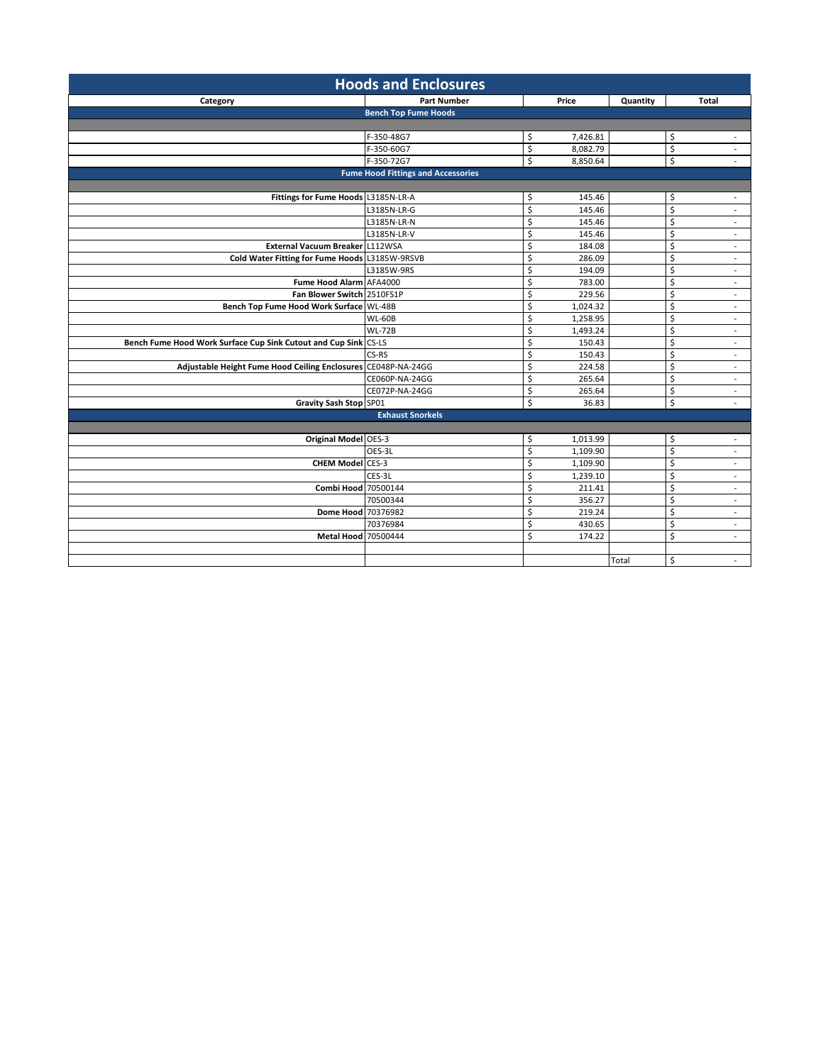# Hoods and Enclosures

| Category | Part Number | Price | Quantity | Total |
|---|---|---|---|---|
| **Bench Top Fume Hoods** | | | | |
| | | | | |
| | F-350-48G7 | $ 7,426.81 | | $ - |
| | F-350-60G7 | $ 8,082.79 | | $ - |
| | F-350-72G7 | $ 8,850.64 | | $ - |
| **Fume Hood Fittings and Accessories** | | | | |
| | | | | |
| **Fittings for Fume Hoods** | L3185N-LR-A | $ 145.46 | | $ - |
| | L3185N-LR-G | $ 145.46 | | $ - |
| | L3185N-LR-N | $ 145.46 | | $ - |
| | L3185N-LR-V | $ 145.46 | | $ - |
| **External Vacuum Breaker** | L112WSA | $ 184.08 | | $ - |
| **Cold Water Fitting for Fume Hoods** | L3185W-9RSVB | $ 286.09 | | $ - |
| | L3185W-9RS | $ 194.09 | | $ - |
| **Fume Hood Alarm** | AFA4000 | $ 783.00 | | $ - |
| **Fan Blower Switch** | 2510FS1P | $ 229.56 | | $ - |
| **Bench Top Fume Hood Work Surface** | WL-48B | $ 1,024.32 | | $ - |
| | WL-60B | $ 1,258.95 | | $ - |
| | WL-72B | $ 1,493.24 | | $ - |
| **Bench Fume Hood Work Surface Cup Sink Cutout and Cup Sink** | CS-LS | $ 150.43 | | $ - |
| | CS-RS | $ 150.43 | | $ - |
| **Adjustable Height Fume Hood Ceiling Enclosures** | CE048P-NA-24GG | $ 224.58 | | $ - |
| | CE060P-NA-24GG | $ 265.64 | | $ - |
| | CE072P-NA-24GG | $ 265.64 | | $ - |
| **Gravity Sash Stop** | SP01 | $ 36.83 | | $ - |
| **Exhaust Snorkels** | | | | |
| | | | | |
| **Original Model** | OES-3 | $ 1,013.99 | | $ - |
| | OES-3L | $ 1,109.90 | | $ - |
| **CHEM Model** | CES-3 | $ 1,109.90 | | $ - |
| | CES-3L | $ 1,239.10 | | $ - |
| **Combi Hood** | 70500144 | $ 211.41 | | $ - |
| | 70500344 | $ 356.27 | | $ - |
| **Dome Hood** | 70376982 | $ 219.24 | | $ - |
| | 70376984 | $ 430.65 | | $ - |
| **Metal Hood** | 70500444 | $ 174.22 | | $ - |
| | | | | |
| | | | Total | $ - |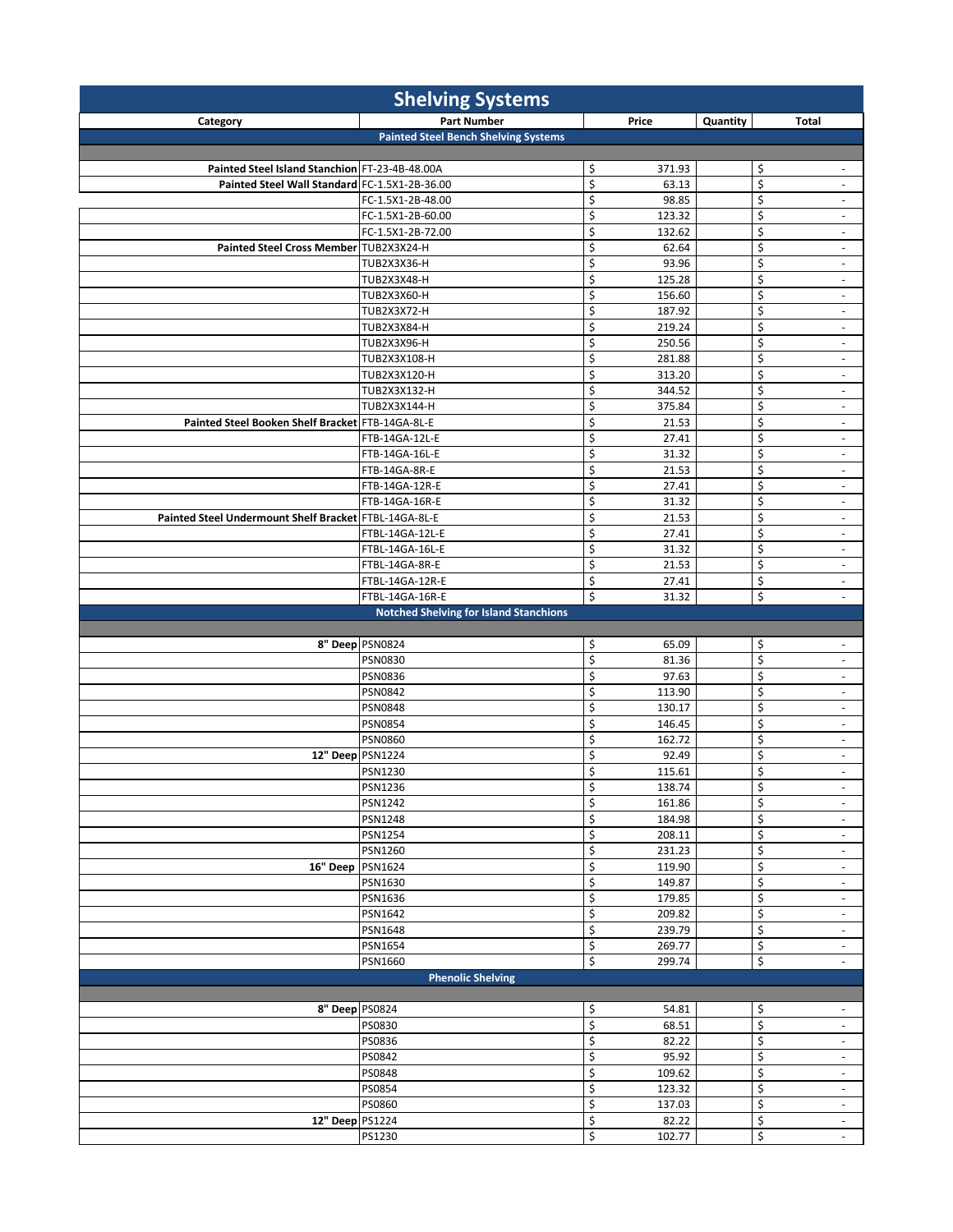# Shelving Systems

| Category | Part Number | Price | Quantity | Total |
|---|---|---|---|---|
| **Painted Steel Bench Shelving Systems** | | | | |
| | | | | |
| **Painted Steel Island Stanchion** | FT-23-4B-48.00A | $ 371.93 | | $ - |
| **Painted Steel Wall Standard** | FC-1.5X1-2B-36.00 | $ 63.13 | | $ - |
| | FC-1.5X1-2B-48.00 | $ 98.85 | | $ - |
| | FC-1.5X1-2B-60.00 | $ 123.32 | | $ - |
| | FC-1.5X1-2B-72.00 | $ 132.62 | | $ - |
| **Painted Steel Cross Member** | TUB2X3X24-H | $ 62.64 | | $ - |
| | TUB2X3X36-H | $ 93.96 | | $ - |
| | TUB2X3X48-H | $ 125.28 | | $ - |
| | TUB2X3X60-H | $ 156.60 | | $ - |
| | TUB2X3X72-H | $ 187.92 | | $ - |
| | TUB2X3X84-H | $ 219.24 | | $ - |
| | TUB2X3X96-H | $ 250.56 | | $ - |
| | TUB2X3X108-H | $ 281.88 | | $ - |
| | TUB2X3X120-H | $ 313.20 | | $ - |
| | TUB2X3X132-H | $ 344.52 | | $ - |
| | TUB2X3X144-H | $ 375.84 | | $ - |
| **Painted Steel Booken Shelf Bracket** | FTB-14GA-8L-E | $ 21.53 | | $ - |
| | FTB-14GA-12L-E | $ 27.41 | | $ - |
| | FTB-14GA-16L-E | $ 31.32 | | $ - |
| | FTB-14GA-8R-E | $ 21.53 | | $ - |
| | FTB-14GA-12R-E | $ 27.41 | | $ - |
| | FTB-14GA-16R-E | $ 31.32 | | $ - |
| **Painted Steel Undermount Shelf Bracket** | FTBL-14GA-8L-E | $ 21.53 | | $ - |
| | FTBL-14GA-12L-E | $ 27.41 | | $ - |
| | FTBL-14GA-16L-E | $ 31.32 | | $ - |
| | FTBL-14GA-8R-E | $ 21.53 | | $ - |
| | FTBL-14GA-12R-E | $ 27.41 | | $ - |
| | FTBL-14GA-16R-E | $ 31.32 | | $ - |
| **Notched Shelving for Island Stanchions** | | | | |
| | | | | |
| **8" Deep** | PSN0824 | $ 65.09 | | $ - |
| | PSN0830 | $ 81.36 | | $ - |
| | PSN0836 | $ 97.63 | | $ - |
| | PSN0842 | $ 113.90 | | $ - |
| | PSN0848 | $ 130.17 | | $ - |
| | PSN0854 | $ 146.45 | | $ - |
| | PSN0860 | $ 162.72 | | $ - |
| **12" Deep** | PSN1224 | $ 92.49 | | $ - |
| | PSN1230 | $ 115.61 | | $ - |
| | PSN1236 | $ 138.74 | | $ - |
| | PSN1242 | $ 161.86 | | $ - |
| | PSN1248 | $ 184.98 | | $ - |
| | PSN1254 | $ 208.11 | | $ - |
| | PSN1260 | $ 231.23 | | $ - |
| **16" Deep** | PSN1624 | $ 119.90 | | $ - |
| | PSN1630 | $ 149.87 | | $ - |
| | PSN1636 | $ 179.85 | | $ - |
| | PSN1642 | $ 209.82 | | $ - |
| | PSN1648 | $ 239.79 | | $ - |
| | PSN1654 | $ 269.77 | | $ - |
| | PSN1660 | $ 299.74 | | $ - |
| **Phenolic Shelving** | | | | |
| | | | | |
| **8" Deep** | PS0824 | $ 54.81 | | $ - |
| | PS0830 | $ 68.51 | | $ - |
| | PS0836 | $ 82.22 | | $ - |
| | PS0842 | $ 95.92 | | $ - |
| | PS0848 | $ 109.62 | | $ - |
| | PS0854 | $ 123.32 | | $ - |
| | PS0860 | $ 137.03 | | $ - |
| **12" Deep** | PS1224 | $ 82.22 | | $ - |
| | PS1230 | $ 102.77 | | $ - |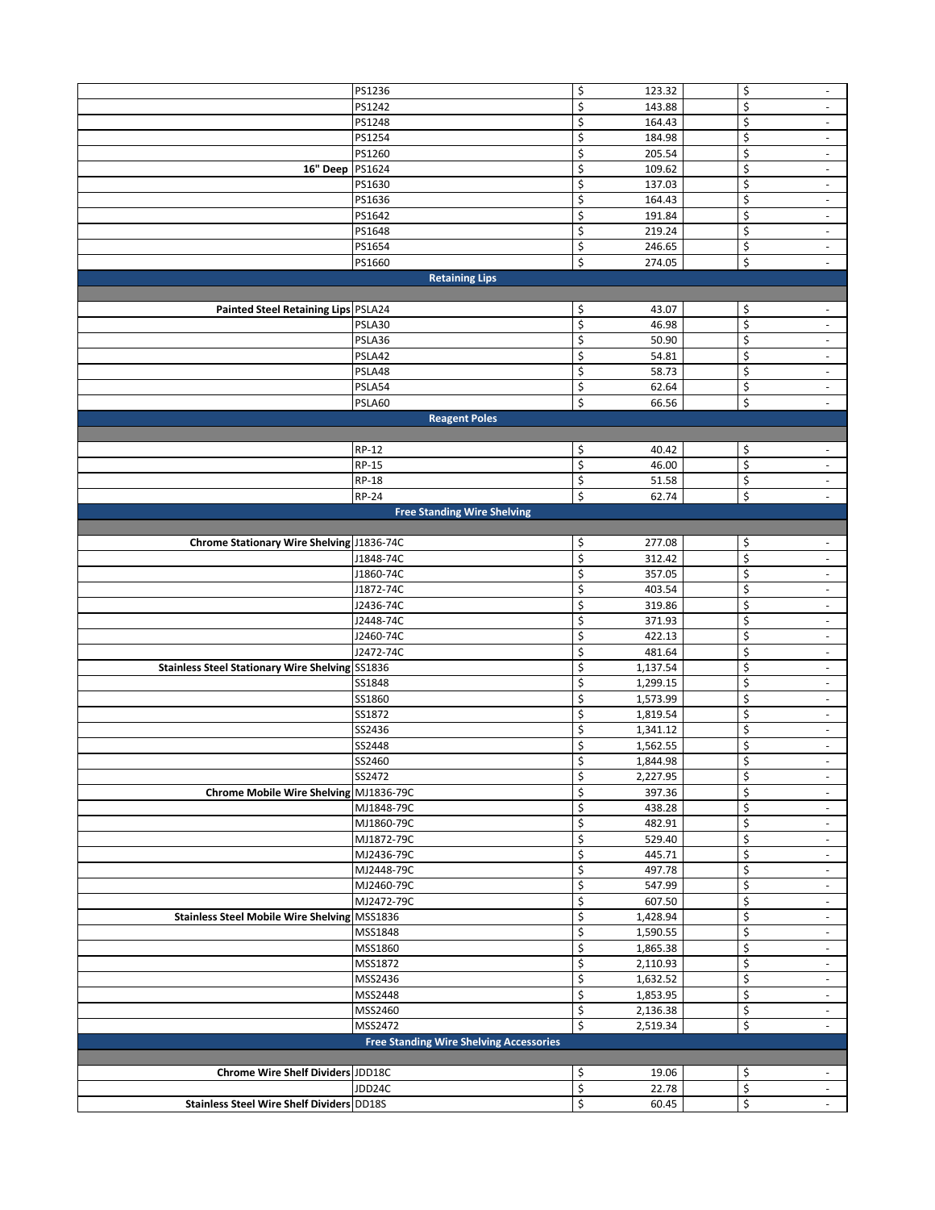| | | | |
|---|---|---|---|
| | PS1236 | $ 123.32 | $ - |
| | PS1242 | $ 143.88 | $ - |
| | PS1248 | $ 164.43 | $ - |
| | PS1254 | $ 184.98 | $ - |
| | PS1260 | $ 205.54 | $ - |
| **16" Deep** | PS1624 | $ 109.62 | $ - |
| | PS1630 | $ 137.03 | $ - |
| | PS1636 | $ 164.43 | $ - |
| | PS1642 | $ 191.84 | $ - |
| | PS1648 | $ 219.24 | $ - |
| | PS1654 | $ 246.65 | $ - |
| | PS1660 | $ 274.05 | $ - |
| **Retaining Lips** | | | |
| | | | |
| **Painted Steel Retaining Lips** | PSLA24 | $ 43.07 | $ - |
| | PSLA30 | $ 46.98 | $ - |
| | PSLA36 | $ 50.90 | $ - |
| | PSLA42 | $ 54.81 | $ - |
| | PSLA48 | $ 58.73 | $ - |
| | PSLA54 | $ 62.64 | $ - |
| | PSLA60 | $ 66.56 | $ - |
| **Reagent Poles** | | | |
| | | | |
| | RP-12 | $ 40.42 | $ - |
| | RP-15 | $ 46.00 | $ - |
| | RP-18 | $ 51.58 | $ - |
| | RP-24 | $ 62.74 | $ - |
| **Free Standing Wire Shelving** | | | |
| | | | |
| **Chrome Stationary Wire Shelving** | J1836-74C | $ 277.08 | $ - |
| | J1848-74C | $ 312.42 | $ - |
| | J1860-74C | $ 357.05 | $ - |
| | J1872-74C | $ 403.54 | $ - |
| | J2436-74C | $ 319.86 | $ - |
| | J2448-74C | $ 371.93 | $ - |
| | J2460-74C | $ 422.13 | $ - |
| | J2472-74C | $ 481.64 | $ - |
| **Stainless Steel Stationary Wire Shelving** | SS1836 | $ 1,137.54 | $ - |
| | SS1848 | $ 1,299.15 | $ - |
| | SS1860 | $ 1,573.99 | $ - |
| | SS1872 | $ 1,819.54 | $ - |
| | SS2436 | $ 1,341.12 | $ - |
| | SS2448 | $ 1,562.55 | $ - |
| | SS2460 | $ 1,844.98 | $ - |
| | SS2472 | $ 2,227.95 | $ - |
| **Chrome Mobile Wire Shelving** | MJ1836-79C | $ 397.36 | $ - |
| | MJ1848-79C | $ 438.28 | $ - |
| | MJ1860-79C | $ 482.91 | $ - |
| | MJ1872-79C | $ 529.40 | $ - |
| | MJ2436-79C | $ 445.71 | $ - |
| | MJ2448-79C | $ 497.78 | $ - |
| | MJ2460-79C | $ 547.99 | $ - |
| | MJ2472-79C | $ 607.50 | $ - |
| **Stainless Steel Mobile Wire Shelving** | MSS1836 | $ 1,428.94 | $ - |
| | MSS1848 | $ 1,590.55 | $ - |
| | MSS1860 | $ 1,865.38 | $ - |
| | MSS1872 | $ 2,110.93 | $ - |
| | MSS2436 | $ 1,632.52 | $ - |
| | MSS2448 | $ 1,853.95 | $ - |
| | MSS2460 | $ 2,136.38 | $ - |
| | MSS2472 | $ 2,519.34 | $ - |
| **Free Standing Wire Shelving Accessories** | | | |
| | | | |
| **Chrome Wire Shelf Dividers** | JDD18C | $ 19.06 | $ - |
| | JDD24C | $ 22.78 | $ - |
| **Stainless Steel Wire Shelf Dividers** | DD18S | $ 60.45 | $ - |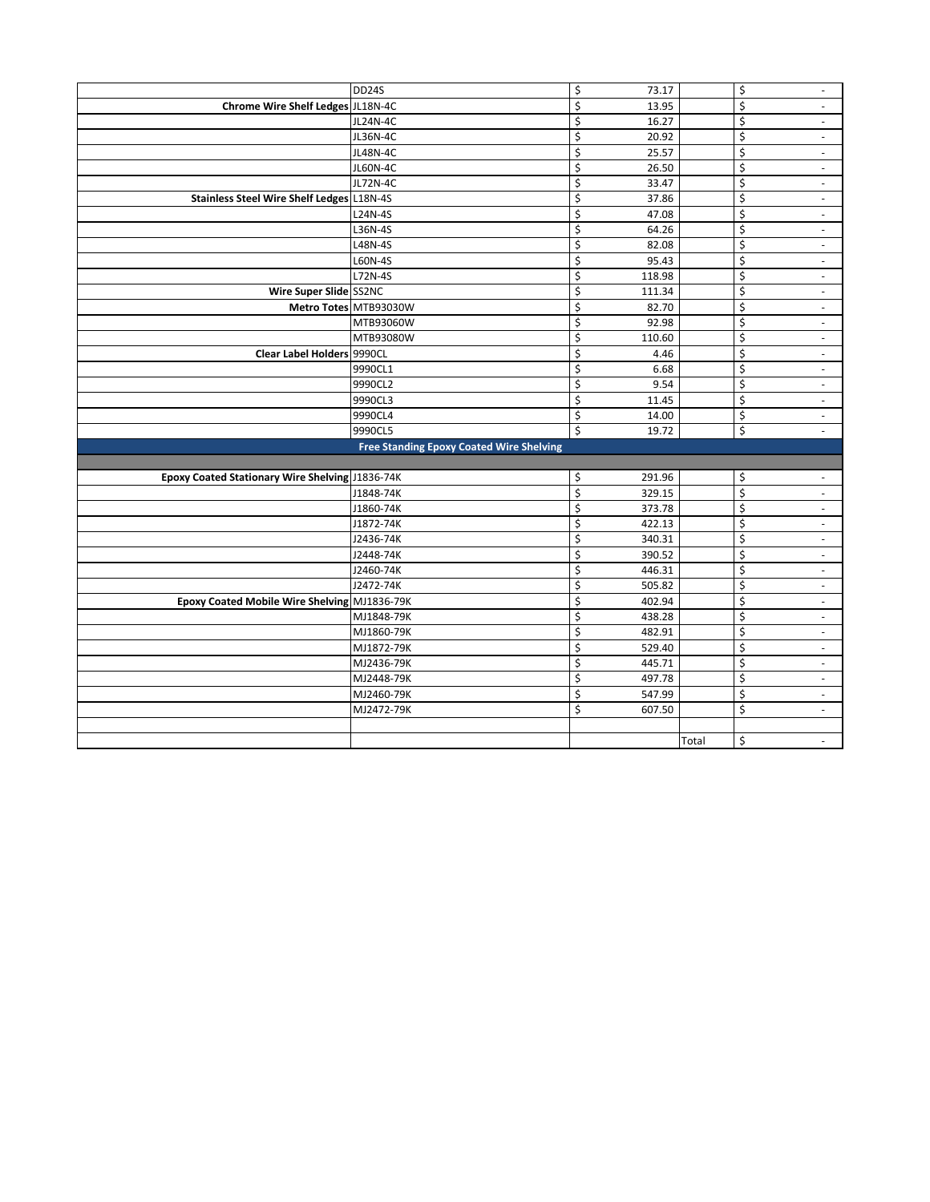| | | | | |
|---|---|---|---|---|
| | DD24S | $ 73.17 | | $ - |
| **Chrome Wire Shelf Ledges** | JL18N-4C | $ 13.95 | | $ - |
| | JL24N-4C | $ 16.27 | | $ - |
| | JL36N-4C | $ 20.92 | | $ - |
| | JL48N-4C | $ 25.57 | | $ - |
| | JL60N-4C | $ 26.50 | | $ - |
| | JL72N-4C | $ 33.47 | | $ - |
| **Stainless Steel Wire Shelf Ledges** | L18N-4S | $ 37.86 | | $ - |
| | L24N-4S | $ 47.08 | | $ - |
| | L36N-4S | $ 64.26 | | $ - |
| | L48N-4S | $ 82.08 | | $ - |
| | L60N-4S | $ 95.43 | | $ - |
| | L72N-4S | $ 118.98 | | $ - |
| **Wire Super Slide** | SS2NC | $ 111.34 | | $ - |
| **Metro Totes** | MTB93030W | $ 82.70 | | $ - |
| | MTB93060W | $ 92.98 | | $ - |
| | MTB93080W | $ 110.60 | | $ - |
| **Clear Label Holders** | 9990CL | $ 4.46 | | $ - |
| | 9990CL1 | $ 6.68 | | $ - |
| | 9990CL2 | $ 9.54 | | $ - |
| | 9990CL3 | $ 11.45 | | $ - |
| | 9990CL4 | $ 14.00 | | $ - |
| | 9990CL5 | $ 19.72 | | $ - |
| | **Free Standing Epoxy Coated Wire Shelving** | | | |
| | | | | |
| **Epoxy Coated Stationary Wire Shelving** | J1836-74K | $ 291.96 | | $ - |
| | J1848-74K | $ 329.15 | | $ - |
| | J1860-74K | $ 373.78 | | $ - |
| | J1872-74K | $ 422.13 | | $ - |
| | J2436-74K | $ 340.31 | | $ - |
| | J2448-74K | $ 390.52 | | $ - |
| | J2460-74K | $ 446.31 | | $ - |
| | J2472-74K | $ 505.82 | | $ - |
| **Epoxy Coated Mobile Wire Shelving** | MJ1836-79K | $ 402.94 | | $ - |
| | MJ1848-79K | $ 438.28 | | $ - |
| | MJ1860-79K | $ 482.91 | | $ - |
| | MJ1872-79K | $ 529.40 | | $ - |
| | MJ2436-79K | $ 445.71 | | $ - |
| | MJ2448-79K | $ 497.78 | | $ - |
| | MJ2460-79K | $ 547.99 | | $ - |
| | MJ2472-79K | $ 607.50 | | $ - |
| | | | | |
| | | | Total | $ - |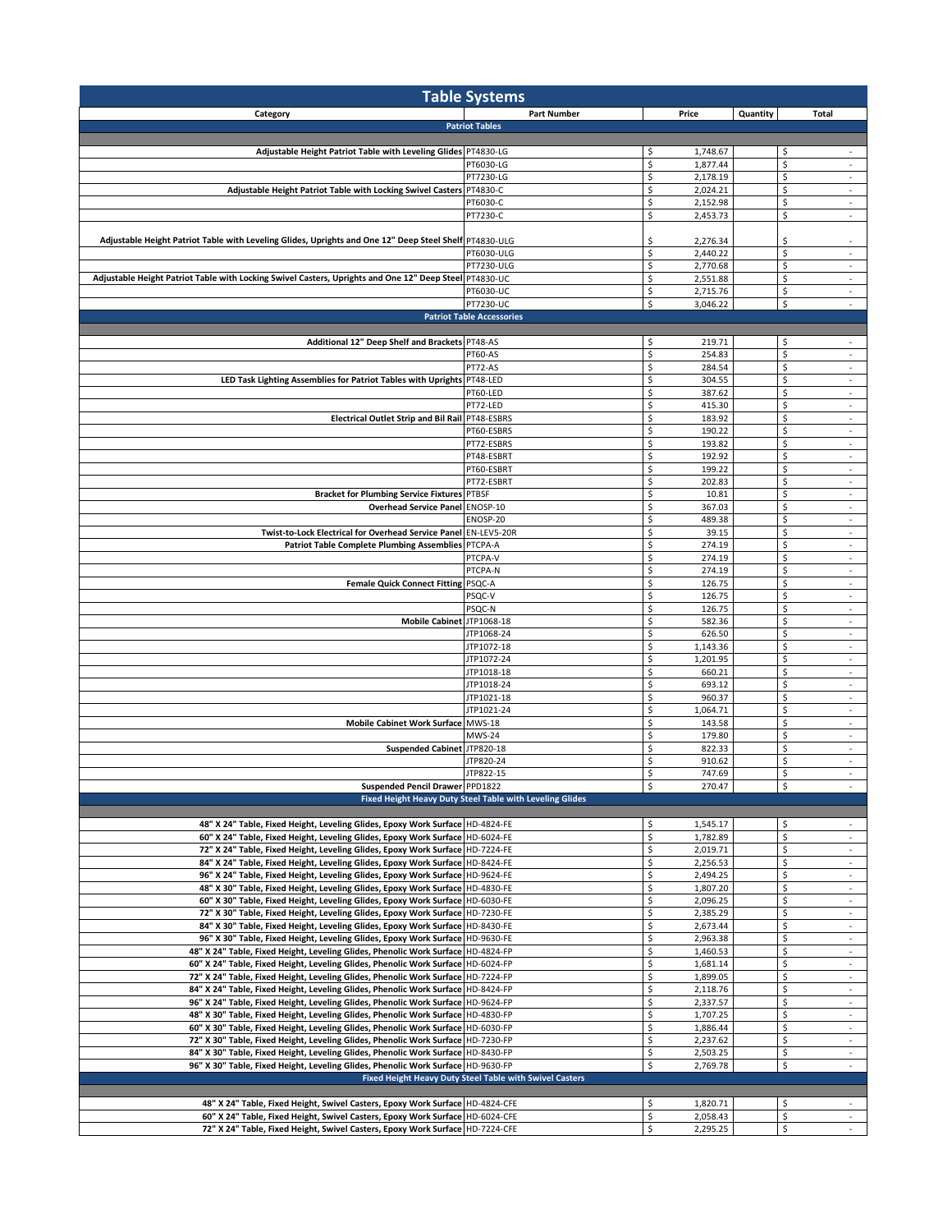# Table Systems

| Category | Part Number | Price | Quantity | Total |
|---|---|---|---|---|
| **Patriot Tables** | | | | |
| **Adjustable Height Patriot Table with Leveling Glides** | PT4830-LG | $ 1,748.67 | | $ - |
| | PT6030-LG | $ 1,877.44 | | $ - |
| | PT7230-LG | $ 2,178.19 | | $ - |
| **Adjustable Height Patriot Table with Locking Swivel Casters** | PT4830-C | $ 2,024.21 | | $ - |
| | PT6030-C | $ 2,152.98 | | $ - |
| | PT7230-C | $ 2,453.73 | | $ - |
| **Adjustable Height Patriot Table with Leveling Glides, Uprights and One 12" Deep Steel Shelf** | PT4830-ULG | $ 2,276.34 | | $ - |
| | PT6030-ULG | $ 2,440.22 | | $ - |
| | PT7230-ULG | $ 2,770.68 | | $ - |
| **Adjustable Height Patriot Table with Locking Swivel Casters, Uprights and One 12" Deep Steel** | PT4830-UC | $ 2,551.88 | | $ - |
| | PT6030-UC | $ 2,715.76 | | $ - |
| | PT7230-UC | $ 3,046.22 | | $ - |
| **Patriot Table Accessories** | | | | |
| **Additional 12" Deep Shelf and Brackets** | PT48-AS | $ 219.71 | | $ - |
| | PT60-AS | $ 254.83 | | $ - |
| | PT72-AS | $ 284.54 | | $ - |
| **LED Task Lighting Assemblies for Patriot Tables with Uprights** | PT48-LED | $ 304.55 | | $ - |
| | PT60-LED | $ 387.62 | | $ - |
| | PT72-LED | $ 415.30 | | $ - |
| **Electrical Outlet Strip and Bil Rail** | PT48-ESBRS | $ 183.92 | | $ - |
| | PT60-ESBRS | $ 190.22 | | $ - |
| | PT72-ESBRS | $ 193.82 | | $ - |
| | PT48-ESBRT | $ 192.92 | | $ - |
| | PT60-ESBRT | $ 199.22 | | $ - |
| | PT72-ESBRT | $ 202.83 | | $ - |
| **Bracket for Plumbing Service Fixtures** | PTBSF | $ 10.81 | | $ - |
| **Overhead Service Panel** | ENOSP-10 | $ 367.03 | | $ - |
| | ENOSP-20 | $ 489.38 | | $ - |
| **Twist-to-Lock Electrical for Overhead Service Panel** | EN-LEV5-20R | $ 39.15 | | $ - |
| **Patriot Table Complete Plumbing Assemblies** | PTCPA-A | $ 274.19 | | $ - |
| | PTCPA-V | $ 274.19 | | $ - |
| | PTCPA-N | $ 274.19 | | $ - |
| **Female Quick Connect Fitting** | PSQC-A | $ 126.75 | | $ - |
| | PSQC-V | $ 126.75 | | $ - |
| | PSQC-N | $ 126.75 | | $ - |
| **Mobile Cabinet** | JTP1068-18 | $ 582.36 | | $ - |
| | JTP1068-24 | $ 626.50 | | $ - |
| | JTP1072-18 | $ 1,143.36 | | $ - |
| | JTP1072-24 | $ 1,201.95 | | $ - |
| | JTP1018-18 | $ 660.21 | | $ - |
| | JTP1018-24 | $ 693.12 | | $ - |
| | JTP1021-18 | $ 960.37 | | $ - |
| | JTP1021-24 | $ 1,064.71 | | $ - |
| **Mobile Cabinet Work Surface** | MWS-18 | $ 143.58 | | $ - |
| | MWS-24 | $ 179.80 | | $ - |
| **Suspended Cabinet** | JTP820-18 | $ 822.33 | | $ - |
| | JTP820-24 | $ 910.62 | | $ - |
| | JTP822-15 | $ 747.69 | | $ - |
| **Suspended Pencil Drawer** | PPD1822 | $ 270.47 | | $ - |
| **Fixed Height Heavy Duty Steel Table with Leveling Glides** | | | | |
| **48" X 24" Table, Fixed Height, Leveling Glides, Epoxy Work Surface** | HD-4824-FE | $ 1,545.17 | | $ - |
| **60" X 24" Table, Fixed Height, Leveling Glides, Epoxy Work Surface** | HD-6024-FE | $ 1,782.89 | | $ - |
| **72" X 24" Table, Fixed Height, Leveling Glides, Epoxy Work Surface** | HD-7224-FE | $ 2,019.71 | | $ - |
| **84" X 24" Table, Fixed Height, Leveling Glides, Epoxy Work Surface** | HD-8424-FE | $ 2,256.53 | | $ - |
| **96" X 24" Table, Fixed Height, Leveling Glides, Epoxy Work Surface** | HD-9624-FE | $ 2,494.25 | | $ - |
| **48" X 30" Table, Fixed Height, Leveling Glides, Epoxy Work Surface** | HD-4830-FE | $ 1,807.20 | | $ - |
| **60" X 30" Table, Fixed Height, Leveling Glides, Epoxy Work Surface** | HD-6030-FE | $ 2,096.25 | | $ - |
| **72" X 30" Table, Fixed Height, Leveling Glides, Epoxy Work Surface** | HD-7230-FE | $ 2,385.29 | | $ - |
| **84" X 30" Table, Fixed Height, Leveling Glides, Epoxy Work Surface** | HD-8430-FE | $ 2,673.44 | | $ - |
| **96" X 30" Table, Fixed Height, Leveling Glides, Epoxy Work Surface** | HD-9630-FE | $ 2,963.38 | | $ - |
| **48" X 24" Table, Fixed Height, Leveling Glides, Phenolic Work Surface** | HD-4824-FP | $ 1,460.53 | | $ - |
| **60" X 24" Table, Fixed Height, Leveling Glides, Phenolic Work Surface** | HD-6024-FP | $ 1,681.14 | | $ - |
| **72" X 24" Table, Fixed Height, Leveling Glides, Phenolic Work Surface** | HD-7224-FP | $ 1,899.05 | | $ - |
| **84" X 24" Table, Fixed Height, Leveling Glides, Phenolic Work Surface** | HD-8424-FP | $ 2,118.76 | | $ - |
| **96" X 24" Table, Fixed Height, Leveling Glides, Phenolic Work Surface** | HD-9624-FP | $ 2,337.57 | | $ - |
| **48" X 30" Table, Fixed Height, Leveling Glides, Phenolic Work Surface** | HD-4830-FP | $ 1,707.25 | | $ - |
| **60" X 30" Table, Fixed Height, Leveling Glides, Phenolic Work Surface** | HD-6030-FP | $ 1,886.44 | | $ - |
| **72" X 30" Table, Fixed Height, Leveling Glides, Phenolic Work Surface** | HD-7230-FP | $ 2,237.62 | | $ - |
| **84" X 30" Table, Fixed Height, Leveling Glides, Phenolic Work Surface** | HD-8430-FP | $ 2,503.25 | | $ - |
| **96" X 30" Table, Fixed Height, Leveling Glides, Phenolic Work Surface** | HD-9630-FP | $ 2,769.78 | | $ - |
| **Fixed Height Heavy Duty Steel Table with Swivel Casters** | | | | |
| **48" X 24" Table, Fixed Height, Swivel Casters, Epoxy Work Surface** | HD-4824-CFE | $ 1,820.71 | | $ - |
| **60" X 24" Table, Fixed Height, Swivel Casters, Epoxy Work Surface** | HD-6024-CFE | $ 2,058.43 | | $ - |
| **72" X 24" Table, Fixed Height, Swivel Casters, Epoxy Work Surface** | HD-7224-CFE | $ 2,295.25 | | $ - |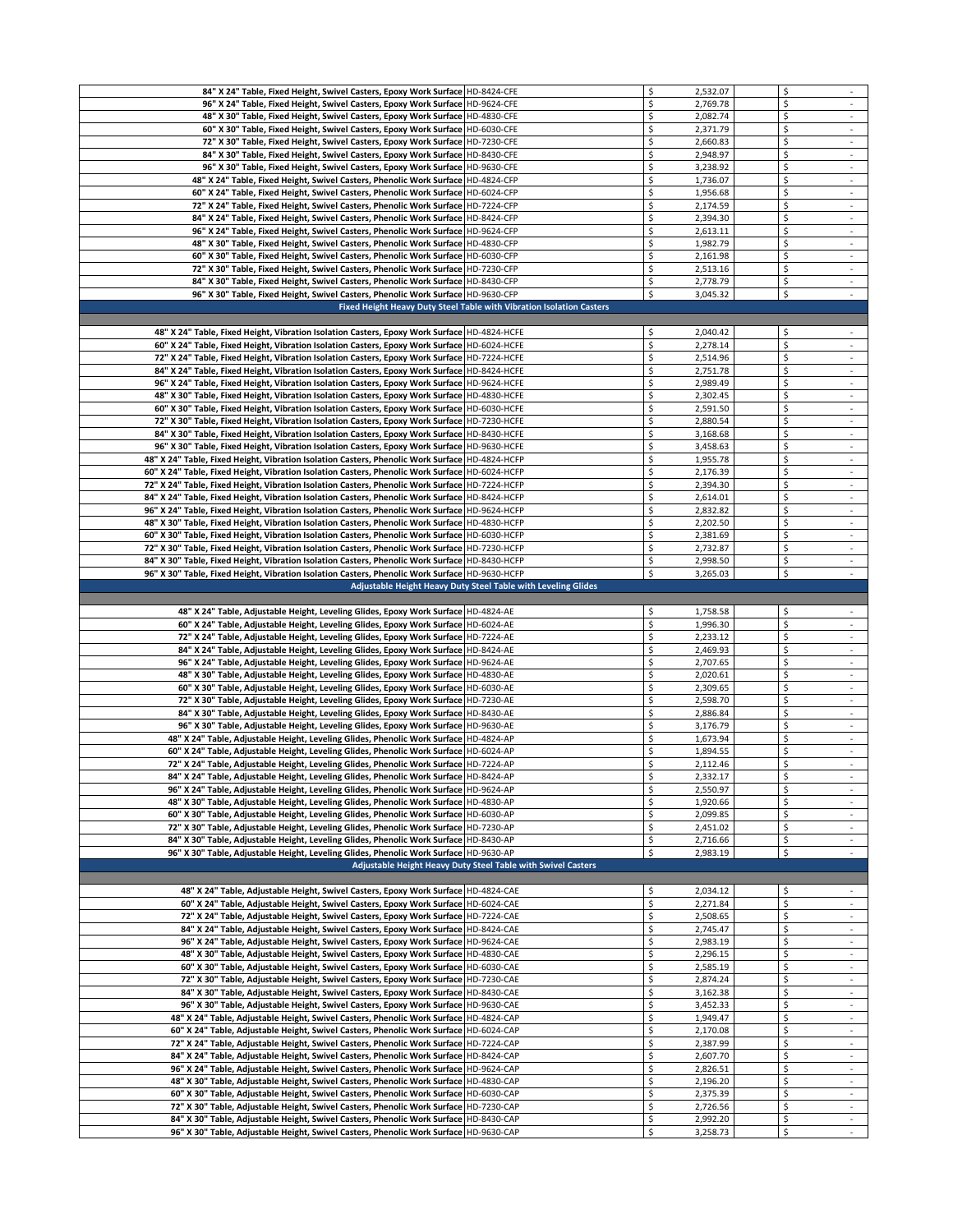| Description | Part Number | Price | Amount |
|---|---|---|---|
| 84" X 24" Table, Fixed Height, Swivel Casters, Epoxy Work Surface | HD-8424-CFE | $ 2,532.07 | $ - |
| 96" X 24" Table, Fixed Height, Swivel Casters, Epoxy Work Surface | HD-9624-CFE | $ 2,769.78 | $ - |
| 48" X 30" Table, Fixed Height, Swivel Casters, Epoxy Work Surface | HD-4830-CFE | $ 2,082.74 | $ - |
| 60" X 30" Table, Fixed Height, Swivel Casters, Epoxy Work Surface | HD-6030-CFE | $ 2,371.79 | $ - |
| 72" X 30" Table, Fixed Height, Swivel Casters, Epoxy Work Surface | HD-7230-CFE | $ 2,660.83 | $ - |
| 84" X 30" Table, Fixed Height, Swivel Casters, Epoxy Work Surface | HD-8430-CFE | $ 2,948.97 | $ - |
| 96" X 30" Table, Fixed Height, Swivel Casters, Epoxy Work Surface | HD-9630-CFE | $ 3,238.92 | $ - |
| 48" X 24" Table, Fixed Height, Swivel Casters, Phenolic Work Surface | HD-4824-CFP | $ 1,736.07 | $ - |
| 60" X 24" Table, Fixed Height, Swivel Casters, Phenolic Work Surface | HD-6024-CFP | $ 1,956.68 | $ - |
| 72" X 24" Table, Fixed Height, Swivel Casters, Phenolic Work Surface | HD-7224-CFP | $ 2,174.59 | $ - |
| 84" X 24" Table, Fixed Height, Swivel Casters, Phenolic Work Surface | HD-8424-CFP | $ 2,394.30 | $ - |
| 96" X 24" Table, Fixed Height, Swivel Casters, Phenolic Work Surface | HD-9624-CFP | $ 2,613.11 | $ - |
| 48" X 30" Table, Fixed Height, Swivel Casters, Phenolic Work Surface | HD-4830-CFP | $ 1,982.79 | $ - |
| 60" X 30" Table, Fixed Height, Swivel Casters, Phenolic Work Surface | HD-6030-CFP | $ 2,161.98 | $ - |
| 72" X 30" Table, Fixed Height, Swivel Casters, Phenolic Work Surface | HD-7230-CFP | $ 2,513.16 | $ - |
| 84" X 30" Table, Fixed Height, Swivel Casters, Phenolic Work Surface | HD-8430-CFP | $ 2,778.79 | $ - |
| 96" X 30" Table, Fixed Height, Swivel Casters, Phenolic Work Surface | HD-9630-CFP | $ 3,045.32 | $ - |
| **Fixed Height Heavy Duty Steel Table with Vibration Isolation Casters** | | | |
| 48" X 24" Table, Fixed Height, Vibration Isolation Casters, Epoxy Work Surface | HD-4824-HCFE | $ 2,040.42 | $ - |
| 60" X 24" Table, Fixed Height, Vibration Isolation Casters, Epoxy Work Surface | HD-6024-HCFE | $ 2,278.14 | $ - |
| 72" X 24" Table, Fixed Height, Vibration Isolation Casters, Epoxy Work Surface | HD-7224-HCFE | $ 2,514.96 | $ - |
| 84" X 24" Table, Fixed Height, Vibration Isolation Casters, Epoxy Work Surface | HD-8424-HCFE | $ 2,751.78 | $ - |
| 96" X 24" Table, Fixed Height, Vibration Isolation Casters, Epoxy Work Surface | HD-9624-HCFE | $ 2,989.49 | $ - |
| 48" X 30" Table, Fixed Height, Vibration Isolation Casters, Epoxy Work Surface | HD-4830-HCFE | $ 2,302.45 | $ - |
| 60" X 30" Table, Fixed Height, Vibration Isolation Casters, Epoxy Work Surface | HD-6030-HCFE | $ 2,591.50 | $ - |
| 72" X 30" Table, Fixed Height, Vibration Isolation Casters, Epoxy Work Surface | HD-7230-HCFE | $ 2,880.54 | $ - |
| 84" X 30" Table, Fixed Height, Vibration Isolation Casters, Epoxy Work Surface | HD-8430-HCFE | $ 3,168.68 | $ - |
| 96" X 30" Table, Fixed Height, Vibration Isolation Casters, Epoxy Work Surface | HD-9630-HCFE | $ 3,458.63 | $ - |
| 48" X 24" Table, Fixed Height, Vibration Isolation Casters, Phenolic Work Surface | HD-4824-HCFP | $ 1,955.78 | $ - |
| 60" X 24" Table, Fixed Height, Vibration Isolation Casters, Phenolic Work Surface | HD-6024-HCFP | $ 2,176.39 | $ - |
| 72" X 24" Table, Fixed Height, Vibration Isolation Casters, Phenolic Work Surface | HD-7224-HCFP | $ 2,394.30 | $ - |
| 84" X 24" Table, Fixed Height, Vibration Isolation Casters, Phenolic Work Surface | HD-8424-HCFP | $ 2,614.01 | $ - |
| 96" X 24" Table, Fixed Height, Vibration Isolation Casters, Phenolic Work Surface | HD-9624-HCFP | $ 2,832.82 | $ - |
| 48" X 30" Table, Fixed Height, Vibration Isolation Casters, Phenolic Work Surface | HD-4830-HCFP | $ 2,202.50 | $ - |
| 60" X 30" Table, Fixed Height, Vibration Isolation Casters, Phenolic Work Surface | HD-6030-HCFP | $ 2,381.69 | $ - |
| 72" X 30" Table, Fixed Height, Vibration Isolation Casters, Phenolic Work Surface | HD-7230-HCFP | $ 2,732.87 | $ - |
| 84" X 30" Table, Fixed Height, Vibration Isolation Casters, Phenolic Work Surface | HD-8430-HCFP | $ 2,998.50 | $ - |
| 96" X 30" Table, Fixed Height, Vibration Isolation Casters, Phenolic Work Surface | HD-9630-HCFP | $ 3,265.03 | $ - |
| **Adjustable Height Heavy Duty Steel Table with Leveling Glides** | | | |
| 48" X 24" Table, Adjustable Height, Leveling Glides, Epoxy Work Surface | HD-4824-AE | $ 1,758.58 | $ - |
| 60" X 24" Table, Adjustable Height, Leveling Glides, Epoxy Work Surface | HD-6024-AE | $ 1,996.30 | $ - |
| 72" X 24" Table, Adjustable Height, Leveling Glides, Epoxy Work Surface | HD-7224-AE | $ 2,233.12 | $ - |
| 84" X 24" Table, Adjustable Height, Leveling Glides, Epoxy Work Surface | HD-8424-AE | $ 2,469.93 | $ - |
| 96" X 24" Table, Adjustable Height, Leveling Glides, Epoxy Work Surface | HD-9624-AE | $ 2,707.65 | $ - |
| 48" X 30" Table, Adjustable Height, Leveling Glides, Epoxy Work Surface | HD-4830-AE | $ 2,020.61 | $ - |
| 60" X 30" Table, Adjustable Height, Leveling Glides, Epoxy Work Surface | HD-6030-AE | $ 2,309.65 | $ - |
| 72" X 30" Table, Adjustable Height, Leveling Glides, Epoxy Work Surface | HD-7230-AE | $ 2,598.70 | $ - |
| 84" X 30" Table, Adjustable Height, Leveling Glides, Epoxy Work Surface | HD-8430-AE | $ 2,886.84 | $ - |
| 96" X 30" Table, Adjustable Height, Leveling Glides, Epoxy Work Surface | HD-9630-AE | $ 3,176.79 | $ - |
| 48" X 24" Table, Adjustable Height, Leveling Glides, Phenolic Work Surface | HD-4824-AP | $ 1,673.94 | $ - |
| 60" X 24" Table, Adjustable Height, Leveling Glides, Phenolic Work Surface | HD-6024-AP | $ 1,894.55 | $ - |
| 72" X 24" Table, Adjustable Height, Leveling Glides, Phenolic Work Surface | HD-7224-AP | $ 2,112.46 | $ - |
| 84" X 24" Table, Adjustable Height, Leveling Glides, Phenolic Work Surface | HD-8424-AP | $ 2,332.17 | $ - |
| 96" X 24" Table, Adjustable Height, Leveling Glides, Phenolic Work Surface | HD-9624-AP | $ 2,550.97 | $ - |
| 48" X 30" Table, Adjustable Height, Leveling Glides, Phenolic Work Surface | HD-4830-AP | $ 1,920.66 | $ - |
| 60" X 30" Table, Adjustable Height, Leveling Glides, Phenolic Work Surface | HD-6030-AP | $ 2,099.85 | $ - |
| 72" X 30" Table, Adjustable Height, Leveling Glides, Phenolic Work Surface | HD-7230-AP | $ 2,451.02 | $ - |
| 84" X 30" Table, Adjustable Height, Leveling Glides, Phenolic Work Surface | HD-8430-AP | $ 2,716.66 | $ - |
| 96" X 30" Table, Adjustable Height, Leveling Glides, Phenolic Work Surface | HD-9630-AP | $ 2,983.19 | $ - |
| **Adjustable Height Heavy Duty Steel Table with Swivel Casters** | | | |
| 48" X 24" Table, Adjustable Height, Swivel Casters, Epoxy Work Surface | HD-4824-CAE | $ 2,034.12 | $ - |
| 60" X 24" Table, Adjustable Height, Swivel Casters, Epoxy Work Surface | HD-6024-CAE | $ 2,271.84 | $ - |
| 72" X 24" Table, Adjustable Height, Swivel Casters, Epoxy Work Surface | HD-7224-CAE | $ 2,508.65 | $ - |
| 84" X 24" Table, Adjustable Height, Swivel Casters, Epoxy Work Surface | HD-8424-CAE | $ 2,745.47 | $ - |
| 96" X 24" Table, Adjustable Height, Swivel Casters, Epoxy Work Surface | HD-9624-CAE | $ 2,983.19 | $ - |
| 48" X 30" Table, Adjustable Height, Swivel Casters, Epoxy Work Surface | HD-4830-CAE | $ 2,296.15 | $ - |
| 60" X 30" Table, Adjustable Height, Swivel Casters, Epoxy Work Surface | HD-6030-CAE | $ 2,585.19 | $ - |
| 72" X 30" Table, Adjustable Height, Swivel Casters, Epoxy Work Surface | HD-7230-CAE | $ 2,874.24 | $ - |
| 84" X 30" Table, Adjustable Height, Swivel Casters, Epoxy Work Surface | HD-8430-CAE | $ 3,162.38 | $ - |
| 96" X 30" Table, Adjustable Height, Swivel Casters, Epoxy Work Surface | HD-9630-CAE | $ 3,452.33 | $ - |
| 48" X 24" Table, Adjustable Height, Swivel Casters, Phenolic Work Surface | HD-4824-CAP | $ 1,949.47 | $ - |
| 60" X 24" Table, Adjustable Height, Swivel Casters, Phenolic Work Surface | HD-6024-CAP | $ 2,170.08 | $ - |
| 72" X 24" Table, Adjustable Height, Swivel Casters, Phenolic Work Surface | HD-7224-CAP | $ 2,387.99 | $ - |
| 84" X 24" Table, Adjustable Height, Swivel Casters, Phenolic Work Surface | HD-8424-CAP | $ 2,607.70 | $ - |
| 96" X 24" Table, Adjustable Height, Swivel Casters, Phenolic Work Surface | HD-9624-CAP | $ 2,826.51 | $ - |
| 48" X 30" Table, Adjustable Height, Swivel Casters, Phenolic Work Surface | HD-4830-CAP | $ 2,196.20 | $ - |
| 60" X 30" Table, Adjustable Height, Swivel Casters, Phenolic Work Surface | HD-6030-CAP | $ 2,375.39 | $ - |
| 72" X 30" Table, Adjustable Height, Swivel Casters, Phenolic Work Surface | HD-7230-CAP | $ 2,726.56 | $ - |
| 84" X 30" Table, Adjustable Height, Swivel Casters, Phenolic Work Surface | HD-8430-CAP | $ 2,992.20 | $ - |
| 96" X 30" Table, Adjustable Height, Swivel Casters, Phenolic Work Surface | HD-9630-CAP | $ 3,258.73 | $ - |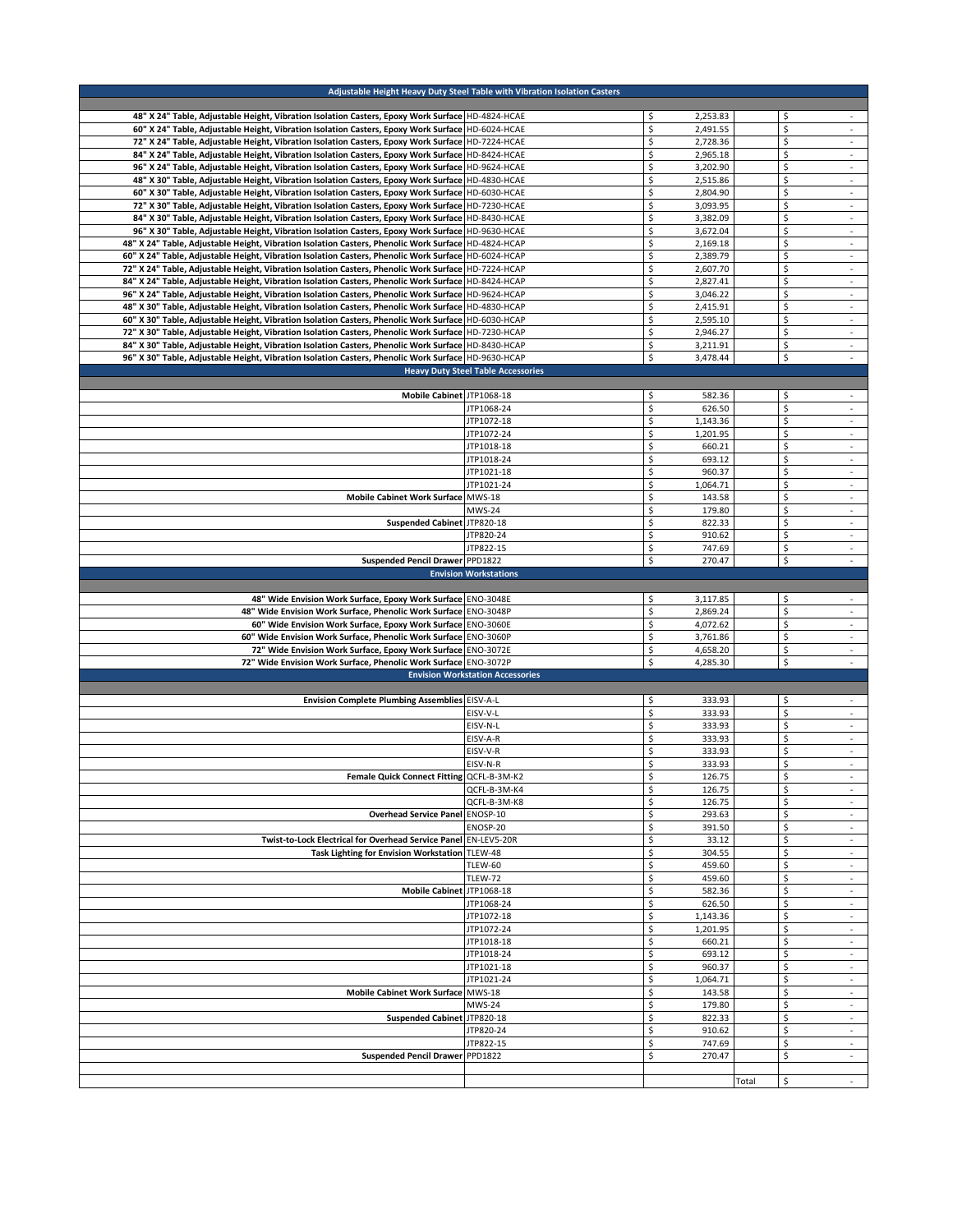| Adjustable Height Heavy Duty Steel Table with Vibration Isolation Casters | | | | |
|---|---|---|---|---|
| | | | | |
| **48" X 24" Table, Adjustable Height, Vibration Isolation Casters, Epoxy Work Surface** | HD-4824-HCAE | $ 2,253.83 | | $ - |
| **60" X 24" Table, Adjustable Height, Vibration Isolation Casters, Epoxy Work Surface** | HD-6024-HCAE | $ 2,491.55 | | $ - |
| **72" X 24" Table, Adjustable Height, Vibration Isolation Casters, Epoxy Work Surface** | HD-7224-HCAE | $ 2,728.36 | | $ - |
| **84" X 24" Table, Adjustable Height, Vibration Isolation Casters, Epoxy Work Surface** | HD-8424-HCAE | $ 2,965.18 | | $ - |
| **96" X 24" Table, Adjustable Height, Vibration Isolation Casters, Epoxy Work Surface** | HD-9624-HCAE | $ 3,202.90 | | $ - |
| **48" X 30" Table, Adjustable Height, Vibration Isolation Casters, Epoxy Work Surface** | HD-4830-HCAE | $ 2,515.86 | | $ - |
| **60" X 30" Table, Adjustable Height, Vibration Isolation Casters, Epoxy Work Surface** | HD-6030-HCAE | $ 2,804.90 | | $ - |
| **72" X 30" Table, Adjustable Height, Vibration Isolation Casters, Epoxy Work Surface** | HD-7230-HCAE | $ 3,093.95 | | $ - |
| **84" X 30" Table, Adjustable Height, Vibration Isolation Casters, Epoxy Work Surface** | HD-8430-HCAE | $ 3,382.09 | | $ - |
| **96" X 30" Table, Adjustable Height, Vibration Isolation Casters, Epoxy Work Surface** | HD-9630-HCAE | $ 3,672.04 | | $ - |
| **48" X 24" Table, Adjustable Height, Vibration Isolation Casters, Phenolic Work Surface** | HD-4824-HCAP | $ 2,169.18 | | $ - |
| **60" X 24" Table, Adjustable Height, Vibration Isolation Casters, Phenolic Work Surface** | HD-6024-HCAP | $ 2,389.79 | | $ - |
| **72" X 24" Table, Adjustable Height, Vibration Isolation Casters, Phenolic Work Surface** | HD-7224-HCAP | $ 2,607.70 | | $ - |
| **84" X 24" Table, Adjustable Height, Vibration Isolation Casters, Phenolic Work Surface** | HD-8424-HCAP | $ 2,827.41 | | $ - |
| **96" X 24" Table, Adjustable Height, Vibration Isolation Casters, Phenolic Work Surface** | HD-9624-HCAP | $ 3,046.22 | | $ - |
| **48" X 30" Table, Adjustable Height, Vibration Isolation Casters, Phenolic Work Surface** | HD-4830-HCAP | $ 2,415.91 | | $ - |
| **60" X 30" Table, Adjustable Height, Vibration Isolation Casters, Phenolic Work Surface** | HD-6030-HCAP | $ 2,595.10 | | $ - |
| **72" X 30" Table, Adjustable Height, Vibration Isolation Casters, Phenolic Work Surface** | HD-7230-HCAP | $ 2,946.27 | | $ - |
| **84" X 30" Table, Adjustable Height, Vibration Isolation Casters, Phenolic Work Surface** | HD-8430-HCAP | $ 3,211.91 | | $ - |
| **96" X 30" Table, Adjustable Height, Vibration Isolation Casters, Phenolic Work Surface** | HD-9630-HCAP | $ 3,478.44 | | $ - |
| **Heavy Duty Steel Table Accessories** | | | | |
| | | | | |
| **Mobile Cabinet** | JTP1068-18 | $ 582.36 | | $ - |
| | JTP1068-24 | $ 626.50 | | $ - |
| | JTP1072-18 | $ 1,143.36 | | $ - |
| | JTP1072-24 | $ 1,201.95 | | $ - |
| | JTP1018-18 | $ 660.21 | | $ - |
| | JTP1018-24 | $ 693.12 | | $ - |
| | JTP1021-18 | $ 960.37 | | $ - |
| | JTP1021-24 | $ 1,064.71 | | $ - |
| **Mobile Cabinet Work Surface** | MWS-18 | $ 143.58 | | $ - |
| | MWS-24 | $ 179.80 | | $ - |
| **Suspended Cabinet** | JTP820-18 | $ 822.33 | | $ - |
| | JTP820-24 | $ 910.62 | | $ - |
| | JTP822-15 | $ 747.69 | | $ - |
| **Suspended Pencil Drawer** | PPD1822 | $ 270.47 | | $ - |
| **Envision Workstations** | | | | |
| | | | | |
| **48" Wide Envision Work Surface, Epoxy Work Surface** | ENO-3048E | $ 3,117.85 | | $ - |
| **48" Wide Envision Work Surface, Phenolic Work Surface** | ENO-3048P | $ 2,869.24 | | $ - |
| **60" Wide Envision Work Surface, Epoxy Work Surface** | ENO-3060E | $ 4,072.62 | | $ - |
| **60" Wide Envision Work Surface, Phenolic Work Surface** | ENO-3060P | $ 3,761.86 | | $ - |
| **72" Wide Envision Work Surface, Epoxy Work Surface** | ENO-3072E | $ 4,658.20 | | $ - |
| **72" Wide Envision Work Surface, Phenolic Work Surface** | ENO-3072P | $ 4,285.30 | | $ - |
| **Envision Workstation Accessories** | | | | |
| | | | | |
| **Envision Complete Plumbing Assemblies** | EISV-A-L | $ 333.93 | | $ - |
| | EISV-V-L | $ 333.93 | | $ - |
| | EISV-N-L | $ 333.93 | | $ - |
| | EISV-A-R | $ 333.93 | | $ - |
| | EISV-V-R | $ 333.93 | | $ - |
| | EISV-N-R | $ 333.93 | | $ - |
| **Female Quick Connect Fitting** | QCFL-B-3M-K2 | $ 126.75 | | $ - |
| | QCFL-B-3M-K4 | $ 126.75 | | $ - |
| | QCFL-B-3M-K8 | $ 126.75 | | $ - |
| **Overhead Service Panel** | ENOSP-10 | $ 293.63 | | $ - |
| | ENOSP-20 | $ 391.50 | | $ - |
| **Twist-to-Lock Electrical for Overhead Service Panel** | EN-LEV5-20R | $ 33.12 | | $ - |
| **Task Lighting for Envision Workstation** | TLEW-48 | $ 304.55 | | $ - |
| | TLEW-60 | $ 459.60 | | $ - |
| | TLEW-72 | $ 459.60 | | $ - |
| **Mobile Cabinet** | JTP1068-18 | $ 582.36 | | $ - |
| | JTP1068-24 | $ 626.50 | | $ - |
| | JTP1072-18 | $ 1,143.36 | | $ - |
| | JTP1072-24 | $ 1,201.95 | | $ - |
| | JTP1018-18 | $ 660.21 | | $ - |
| | JTP1018-24 | $ 693.12 | | $ - |
| | JTP1021-18 | $ 960.37 | | $ - |
| | JTP1021-24 | $ 1,064.71 | | $ - |
| **Mobile Cabinet Work Surface** | MWS-18 | $ 143.58 | | $ - |
| | MWS-24 | $ 179.80 | | $ - |
| **Suspended Cabinet** | JTP820-18 | $ 822.33 | | $ - |
| | JTP820-24 | $ 910.62 | | $ - |
| | JTP822-15 | $ 747.69 | | $ - |
| **Suspended Pencil Drawer** | PPD1822 | $ 270.47 | | $ - |
| | | | | |
| | | | Total | $ - |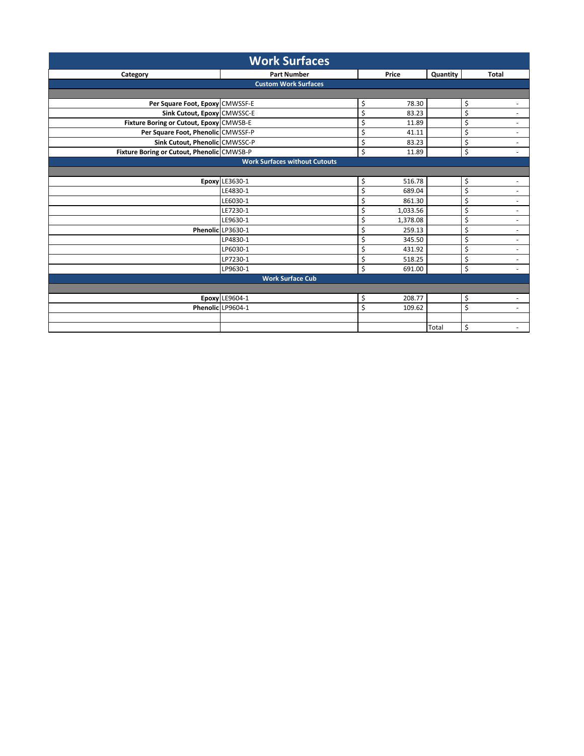# Work Surfaces

| Category | Part Number | Price | Quantity | Total |
|---|---|---|---|---|
| **Custom Work Surfaces** | | | | |
| | | | | |
| **Per Square Foot, Epoxy** | CMWSSF-E | $ 78.30 | | $ - |
| **Sink Cutout, Epoxy** | CMWSSC-E | $ 83.23 | | $ - |
| **Fixture Boring or Cutout, Epoxy** | CMWSB-E | $ 11.89 | | $ - |
| **Per Square Foot, Phenolic** | CMWSSF-P | $ 41.11 | | $ - |
| **Sink Cutout, Phenolic** | CMWSSC-P | $ 83.23 | | $ - |
| **Fixture Boring or Cutout, Phenolic** | CMWSB-P | $ 11.89 | | $ - |
| **Work Surfaces without Cutouts** | | | | |
| | | | | |
| **Epoxy** | LE3630-1 | $ 516.78 | | $ - |
| | LE4830-1 | $ 689.04 | | $ - |
| | LE6030-1 | $ 861.30 | | $ - |
| | LE7230-1 | $ 1,033.56 | | $ - |
| | LE9630-1 | $ 1,378.08 | | $ - |
| **Phenolic** | LP3630-1 | $ 259.13 | | $ - |
| | LP4830-1 | $ 345.50 | | $ - |
| | LP6030-1 | $ 431.92 | | $ - |
| | LP7230-1 | $ 518.25 | | $ - |
| | LP9630-1 | $ 691.00 | | $ - |
| **Work Surface Cub** | | | | |
| | | | | |
| **Epoxy** | LE9604-1 | $ 208.77 | | $ - |
| **Phenolic** | LP9604-1 | $ 109.62 | | $ - |
| | | | | |
| | | | Total | $ - |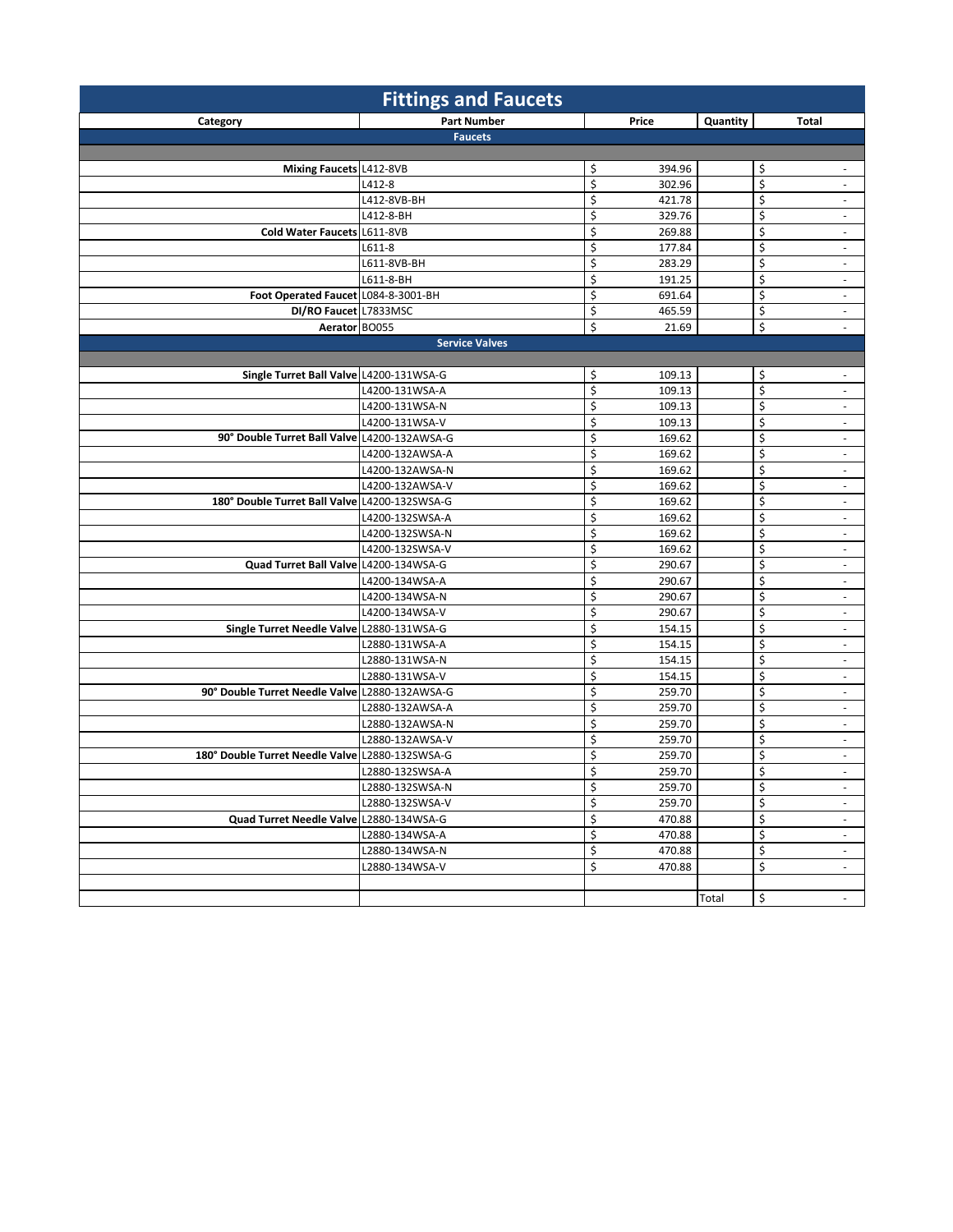# Fittings and Faucets

| Category | Part Number | Price | Quantity | Total |
|---|---|---|---|---|
| | **Faucets** | | | |
| | | | | |
| **Mixing Faucets** | L412-8VB | $ 394.96 | | $ - |
| | L412-8 | $ 302.96 | | $ - |
| | L412-8VB-BH | $ 421.78 | | $ - |
| | L412-8-BH | $ 329.76 | | $ - |
| **Cold Water Faucets** | L611-8VB | $ 269.88 | | $ - |
| | L611-8 | $ 177.84 | | $ - |
| | L611-8VB-BH | $ 283.29 | | $ - |
| | L611-8-BH | $ 191.25 | | $ - |
| **Foot Operated Faucet** | L084-8-3001-BH | $ 691.64 | | $ - |
| **DI/RO Faucet** | L7833MSC | $ 465.59 | | $ - |
| **Aerator** | BO055 | $ 21.69 | | $ - |
| | **Service Valves** | | | |
| | | | | |
| **Single Turret Ball Valve** | L4200-131WSA-G | $ 109.13 | | $ - |
| | L4200-131WSA-A | $ 109.13 | | $ - |
| | L4200-131WSA-N | $ 109.13 | | $ - |
| | L4200-131WSA-V | $ 109.13 | | $ - |
| **90° Double Turret Ball Valve** | L4200-132AWSA-G | $ 169.62 | | $ - |
| | L4200-132AWSA-A | $ 169.62 | | $ - |
| | L4200-132AWSA-N | $ 169.62 | | $ - |
| | L4200-132AWSA-V | $ 169.62 | | $ - |
| **180° Double Turret Ball Valve** | L4200-132SWSA-G | $ 169.62 | | $ - |
| | L4200-132SWSA-A | $ 169.62 | | $ - |
| | L4200-132SWSA-N | $ 169.62 | | $ - |
| | L4200-132SWSA-V | $ 169.62 | | $ - |
| **Quad Turret Ball Valve** | L4200-134WSA-G | $ 290.67 | | $ - |
| | L4200-134WSA-A | $ 290.67 | | $ - |
| | L4200-134WSA-N | $ 290.67 | | $ - |
| | L4200-134WSA-V | $ 290.67 | | $ - |
| **Single Turret Needle Valve** | L2880-131WSA-G | $ 154.15 | | $ - |
| | L2880-131WSA-A | $ 154.15 | | $ - |
| | L2880-131WSA-N | $ 154.15 | | $ - |
| | L2880-131WSA-V | $ 154.15 | | $ - |
| **90° Double Turret Needle Valve** | L2880-132AWSA-G | $ 259.70 | | $ - |
| | L2880-132AWSA-A | $ 259.70 | | $ - |
| | L2880-132AWSA-N | $ 259.70 | | $ - |
| | L2880-132AWSA-V | $ 259.70 | | $ - |
| **180° Double Turret Needle Valve** | L2880-132SWSA-G | $ 259.70 | | $ - |
| | L2880-132SWSA-A | $ 259.70 | | $ - |
| | L2880-132SWSA-N | $ 259.70 | | $ - |
| | L2880-132SWSA-V | $ 259.70 | | $ - |
| **Quad Turret Needle Valve** | L2880-134WSA-G | $ 470.88 | | $ - |
| | L2880-134WSA-A | $ 470.88 | | $ - |
| | L2880-134WSA-N | $ 470.88 | | $ - |
| | L2880-134WSA-V | $ 470.88 | | $ - |
| | | | | |
| | | | Total | $ - |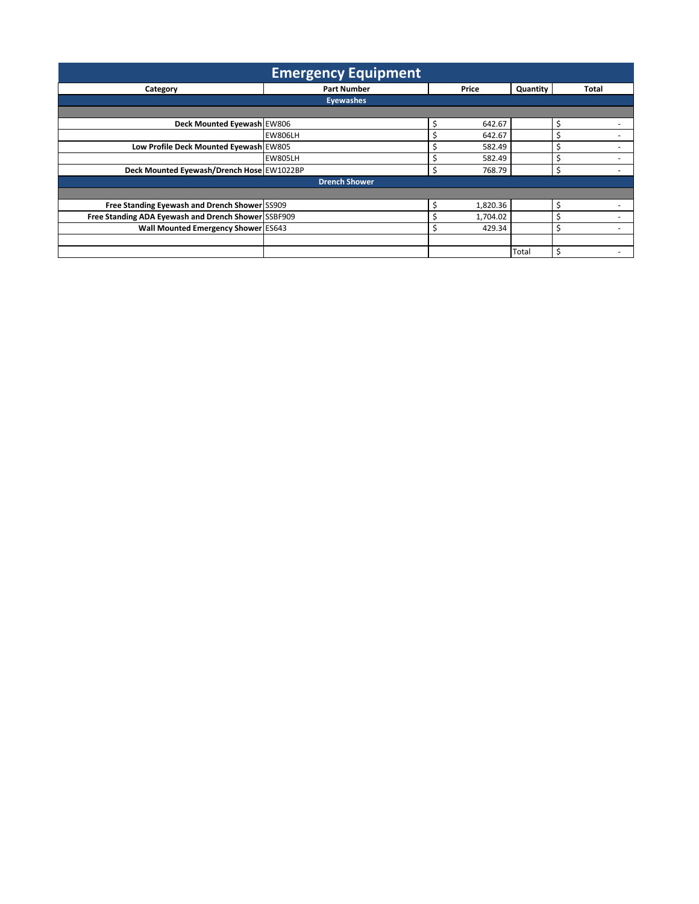# Emergency Equipment

| Category | Part Number | Price | Quantity | Total |
|---|---|---|---|---|
| **Eyewashes** | | | | |
| | | | | |
| **Deck Mounted Eyewash** | EW806 | $ 642.67 | | $ - |
| | EW806LH | $ 642.67 | | $ - |
| **Low Profile Deck Mounted Eyewash** | EW805 | $ 582.49 | | $ - |
| | EW805LH | $ 582.49 | | $ - |
| **Deck Mounted Eyewash/Drench Hose** | EW1022BP | $ 768.79 | | $ - |
| **Drench Shower** | | | | |
| | | | | |
| **Free Standing Eyewash and Drench Shower** | SS909 | $ 1,820.36 | | $ - |
| **Free Standing ADA Eyewash and Drench Shower** | SSBF909 | $ 1,704.02 | | $ - |
| **Wall Mounted Emergency Shower** | ES643 | $ 429.34 | | $ - |
| | | | | |
| | | | Total | $ - |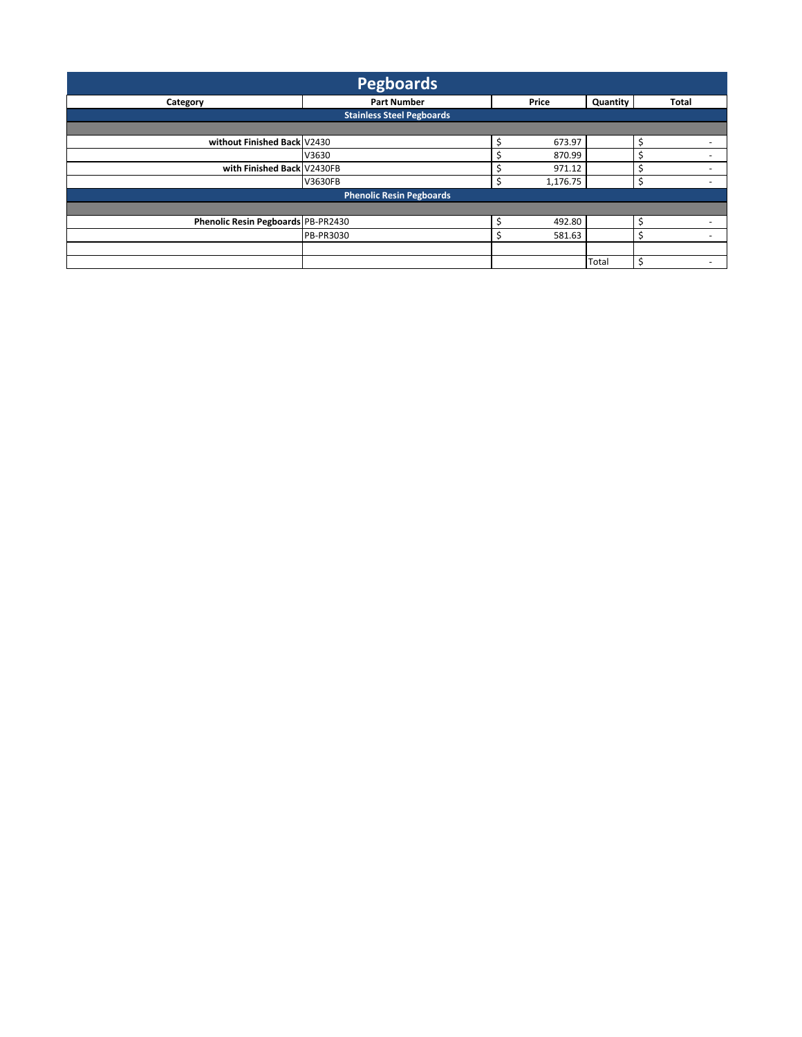# Pegboards

| Category | Part Number | Price | Quantity | Total |
|---|---|---|---|---|
| **Stainless Steel Pegboards** | | | | |
| | | | | |
| **without Finished Back** | V2430 | $ 673.97 | | $ - |
| | V3630 | $ 870.99 | | $ - |
| **with Finished Back** | V2430FB | $ 971.12 | | $ - |
| | V3630FB | $ 1,176.75 | | $ - |
| **Phenolic Resin Pegboards** | | | | |
| | | | | |
| **Phenolic Resin Pegboards** | PB-PR2430 | $ 492.80 | | $ - |
| | PB-PR3030 | $ 581.63 | | $ - |
| | | | | |
| | | | Total | $ - |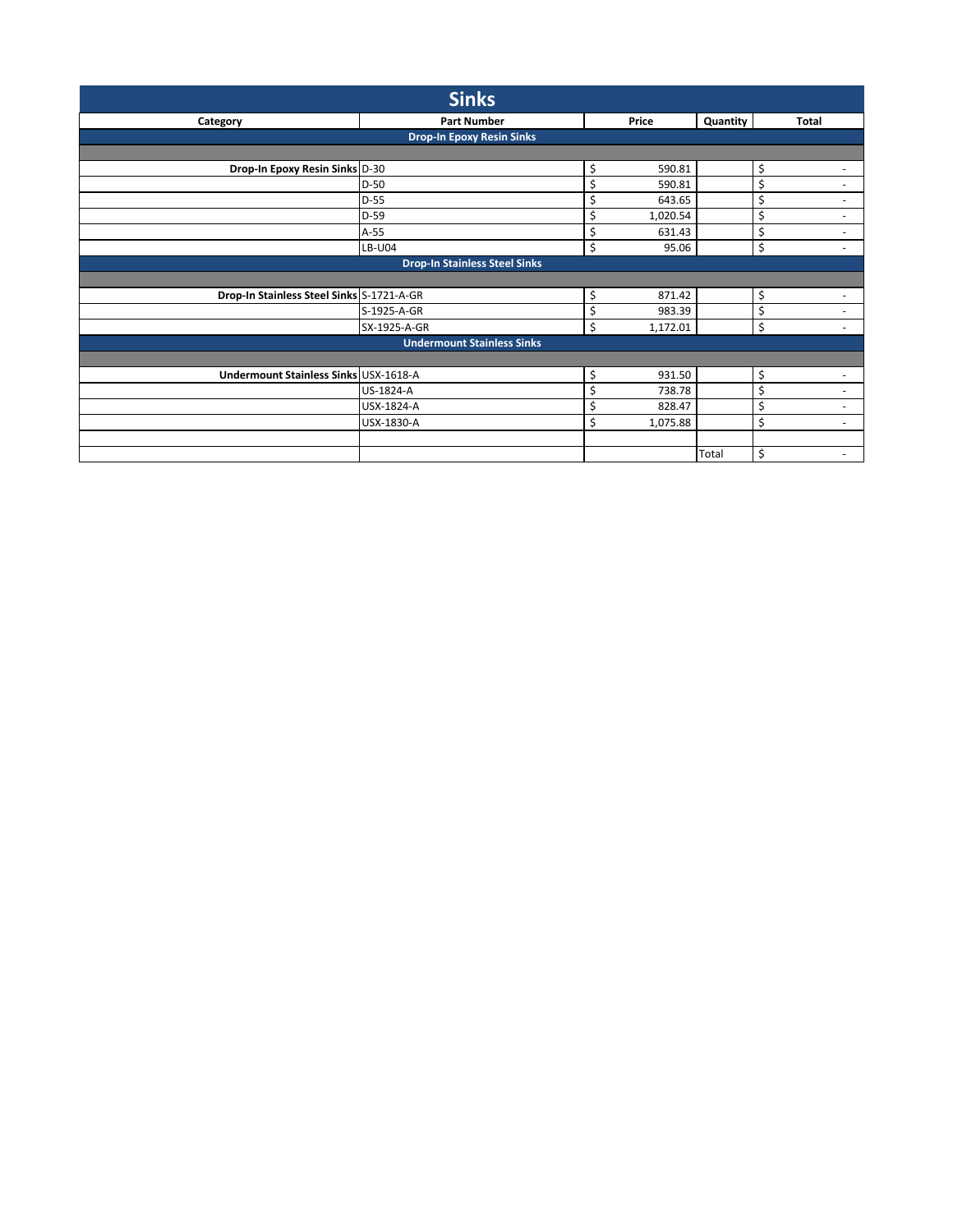# Sinks

| Category | Part Number | Price | Quantity | Total |
|---|---|---|---|---|
| **Drop-In Epoxy Resin Sinks** | | | | |
| | | | | |
| **Drop-In Epoxy Resin Sinks** | D-30 | $ 590.81 | | $ - |
| | D-50 | $ 590.81 | | $ - |
| | D-55 | $ 643.65 | | $ - |
| | D-59 | $ 1,020.54 | | $ - |
| | A-55 | $ 631.43 | | $ - |
| | LB-U04 | $ 95.06 | | $ - |
| **Drop-In Stainless Steel Sinks** | | | | |
| | | | | |
| **Drop-In Stainless Steel Sinks** | S-1721-A-GR | $ 871.42 | | $ - |
| | S-1925-A-GR | $ 983.39 | | $ - |
| | SX-1925-A-GR | $ 1,172.01 | | $ - |
| **Undermount Stainless Sinks** | | | | |
| | | | | |
| **Undermount Stainless Sinks** | USX-1618-A | $ 931.50 | | $ - |
| | US-1824-A | $ 738.78 | | $ - |
| | USX-1824-A | $ 828.47 | | $ - |
| | USX-1830-A | $ 1,075.88 | | $ - |
| | | | | |
| | | | Total | $ - |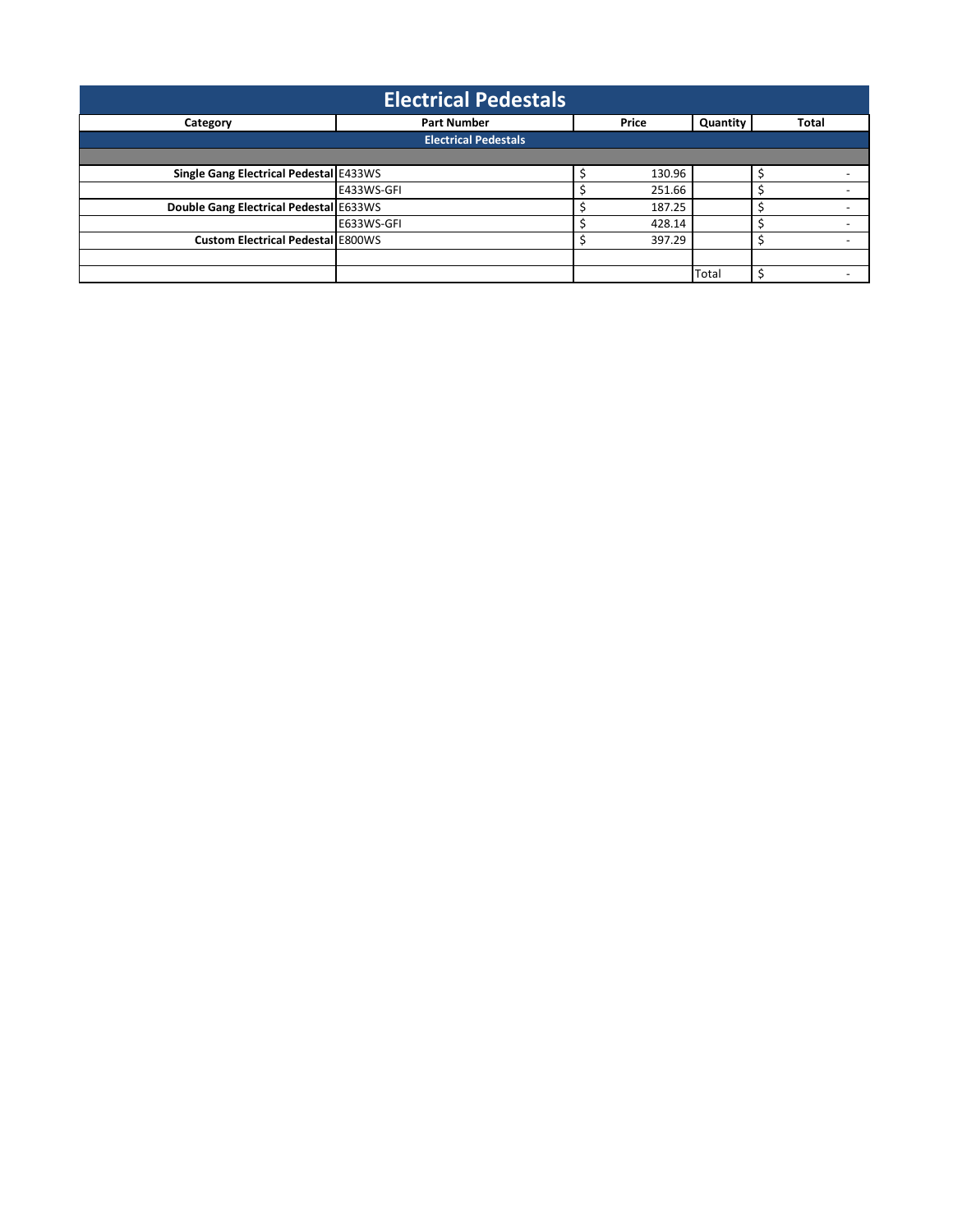# Electrical Pedestals

| Category | Part Number | Price | Quantity | Total |
|---|---|---|---|---|
| **Electrical Pedestals** | | | | |
| | | | | |
| **Single Gang Electrical Pedestal** | E433WS | $ 130.96 | | $ - |
| | E433WS-GFI | $ 251.66 | | $ - |
| **Double Gang Electrical Pedestal** | E633WS | $ 187.25 | | $ - |
| | E633WS-GFI | $ 428.14 | | $ - |
| **Custom Electrical Pedestal** | E800WS | $ 397.29 | | $ - |
| | | | | |
| | | | Total | $ - |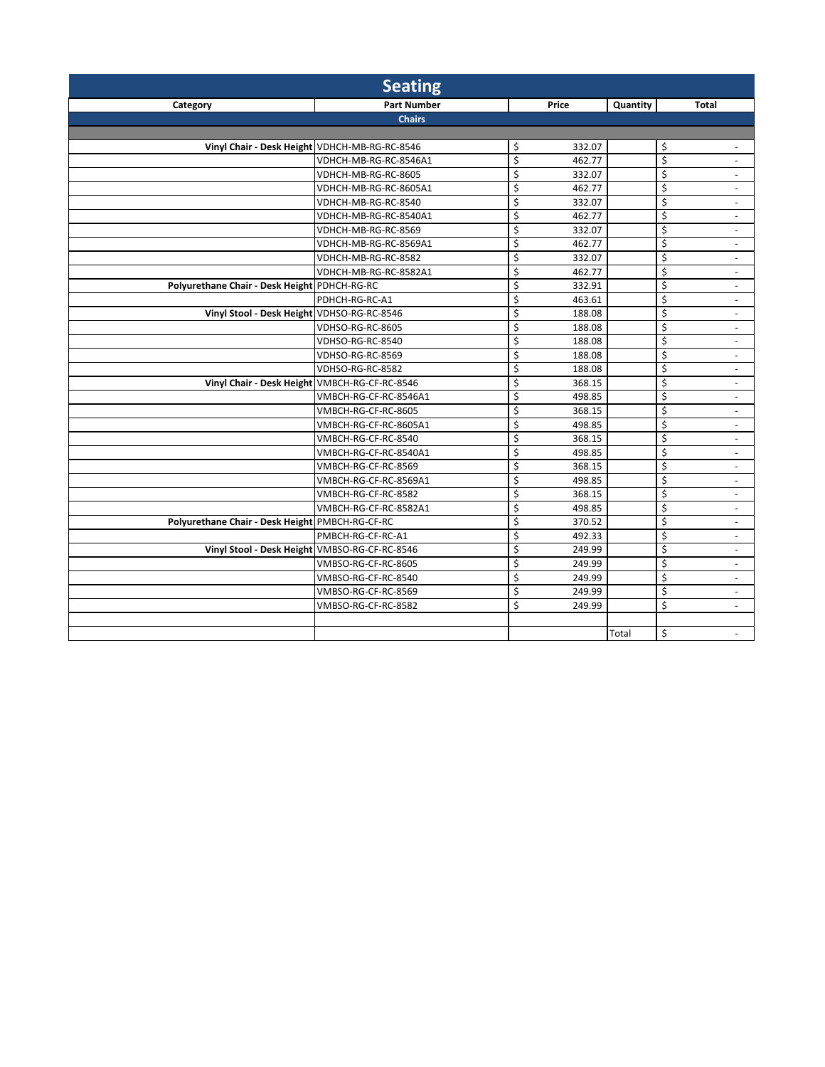# Seating

| Category | Part Number | Price | Quantity | Total |
|---|---|---|---|---|
| **Chairs** | | | | |
| | | | | |
| **Vinyl Chair - Desk Height** | VDHCH-MB-RG-RC-8546 | $ 332.07 | | $ - |
| | VDHCH-MB-RG-RC-8546A1 | $ 462.77 | | $ - |
| | VDHCH-MB-RG-RC-8605 | $ 332.07 | | $ - |
| | VDHCH-MB-RG-RC-8605A1 | $ 462.77 | | $ - |
| | VDHCH-MB-RG-RC-8540 | $ 332.07 | | $ - |
| | VDHCH-MB-RG-RC-8540A1 | $ 462.77 | | $ - |
| | VDHCH-MB-RG-RC-8569 | $ 332.07 | | $ - |
| | VDHCH-MB-RG-RC-8569A1 | $ 462.77 | | $ - |
| | VDHCH-MB-RG-RC-8582 | $ 332.07 | | $ - |
| | VDHCH-MB-RG-RC-8582A1 | $ 462.77 | | $ - |
| **Polyurethane Chair - Desk Height** | PDHCH-RG-RC | $ 332.91 | | $ - |
| | PDHCH-RG-RC-A1 | $ 463.61 | | $ - |
| **Vinyl Stool - Desk Height** | VDHSO-RG-RC-8546 | $ 188.08 | | $ - |
| | VDHSO-RG-RC-8605 | $ 188.08 | | $ - |
| | VDHSO-RG-RC-8540 | $ 188.08 | | $ - |
| | VDHSO-RG-RC-8569 | $ 188.08 | | $ - |
| | VDHSO-RG-RC-8582 | $ 188.08 | | $ - |
| **Vinyl Chair - Desk Height** | VMBCH-RG-CF-RC-8546 | $ 368.15 | | $ - |
| | VMBCH-RG-CF-RC-8546A1 | $ 498.85 | | $ - |
| | VMBCH-RG-CF-RC-8605 | $ 368.15 | | $ - |
| | VMBCH-RG-CF-RC-8605A1 | $ 498.85 | | $ - |
| | VMBCH-RG-CF-RC-8540 | $ 368.15 | | $ - |
| | VMBCH-RG-CF-RC-8540A1 | $ 498.85 | | $ - |
| | VMBCH-RG-CF-RC-8569 | $ 368.15 | | $ - |
| | VMBCH-RG-CF-RC-8569A1 | $ 498.85 | | $ - |
| | VMBCH-RG-CF-RC-8582 | $ 368.15 | | $ - |
| | VMBCH-RG-CF-RC-8582A1 | $ 498.85 | | $ - |
| **Polyurethane Chair - Desk Height** | PMBCH-RG-CF-RC | $ 370.52 | | $ - |
| | PMBCH-RG-CF-RC-A1 | $ 492.33 | | $ - |
| **Vinyl Stool - Desk Height** | VMBSO-RG-CF-RC-8546 | $ 249.99 | | $ - |
| | VMBSO-RG-CF-RC-8605 | $ 249.99 | | $ - |
| | VMBSO-RG-CF-RC-8540 | $ 249.99 | | $ - |
| | VMBSO-RG-CF-RC-8569 | $ 249.99 | | $ - |
| | VMBSO-RG-CF-RC-8582 | $ 249.99 | | $ - |
| | | | | |
| | | | Total | $ - |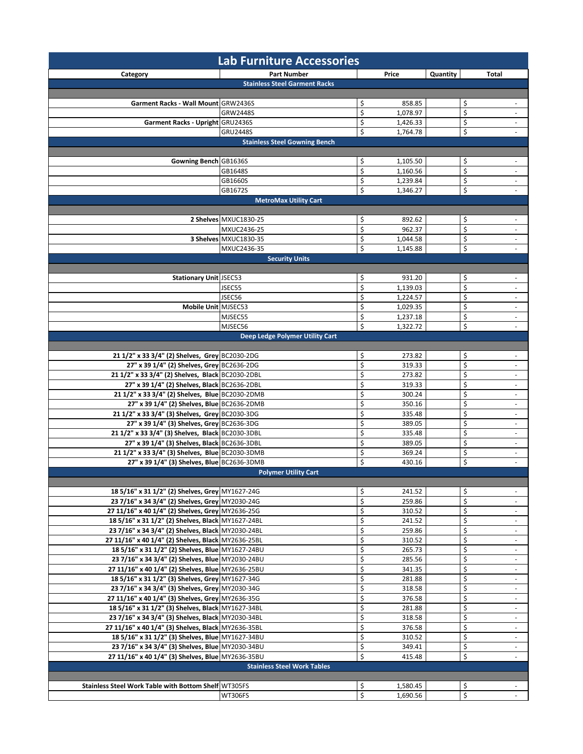# Lab Furniture Accessories

| Category | Part Number | Price | Quantity | Total |
|---|---|---|---|---|
| | **Stainless Steel Garment Racks** | | | |
| | | | | |
| **Garment Racks - Wall Mount** | GRW2436S | $ 858.85 | | $ - |
| | GRW2448S | $ 1,078.97 | | $ - |
| **Garment Racks - Upright** | GRU2436S | $ 1,426.33 | | $ - |
| | GRU2448S | $ 1,764.78 | | $ - |
| | **Stainless Steel Gowning Bench** | | | |
| | | | | |
| **Gowning Bench** | GB1636S | $ 1,105.50 | | $ - |
| | GB1648S | $ 1,160.56 | | $ - |
| | GB1660S | $ 1,239.84 | | $ - |
| | GB1672S | $ 1,346.27 | | $ - |
| | **MetroMax Utility Cart** | | | |
| | | | | |
| **2 Shelves** | MXUC1830-25 | $ 892.62 | | $ - |
| | MXUC2436-25 | $ 962.37 | | $ - |
| **3 Shelves** | MXUC1830-35 | $ 1,044.58 | | $ - |
| | MXUC2436-35 | $ 1,145.88 | | $ - |
| | **Security Units** | | | |
| | | | | |
| **Stationary Unit** | JSEC53 | $ 931.20 | | $ - |
| | JSEC55 | $ 1,139.03 | | $ - |
| | JSEC56 | $ 1,224.57 | | $ - |
| **Mobile Unit** | MJSEC53 | $ 1,029.35 | | $ - |
| | MJSEC55 | $ 1,237.18 | | $ - |
| | MJSEC56 | $ 1,322.72 | | $ - |
| | **Deep Ledge Polymer Utility Cart** | | | |
| | | | | |
| **21 1/2" x 33 3/4" (2) Shelves, Grey** | BC2030-2DG | $ 273.82 | | $ - |
| **27" x 39 1/4" (2) Shelves, Grey** | BC2636-2DG | $ 319.33 | | $ - |
| **21 1/2" x 33 3/4" (2) Shelves, Black** | BC2030-2DBL | $ 273.82 | | $ - |
| **27" x 39 1/4" (2) Shelves, Black** | BC2636-2DBL | $ 319.33 | | $ - |
| **21 1/2" x 33 3/4" (2) Shelves, Blue** | BC2030-2DMB | $ 300.24 | | $ - |
| **27" x 39 1/4" (2) Shelves, Blue** | BC2636-2DMB | $ 350.16 | | $ - |
| **21 1/2" x 33 3/4" (3) Shelves, Grey** | BC2030-3DG | $ 335.48 | | $ - |
| **27" x 39 1/4" (3) Shelves, Grey** | BC2636-3DG | $ 389.05 | | $ - |
| **21 1/2" x 33 3/4" (3) Shelves, Black** | BC2030-3DBL | $ 335.48 | | $ - |
| **27" x 39 1/4" (3) Shelves, Black** | BC2636-3DBL | $ 389.05 | | $ - |
| **21 1/2" x 33 3/4" (3) Shelves, Blue** | BC2030-3DMB | $ 369.24 | | $ - |
| **27" x 39 1/4" (3) Shelves, Blue** | BC2636-3DMB | $ 430.16 | | $ - |
| | **Polymer Utility Cart** | | | |
| | | | | |
| **18 5/16" x 31 1/2" (2) Shelves, Grey** | MY1627-24G | $ 241.52 | | $ - |
| **23 7/16" x 34 3/4" (2) Shelves, Grey** | MY2030-24G | $ 259.86 | | $ - |
| **27 11/16" x 40 1/4" (2) Shelves, Grey** | MY2636-25G | $ 310.52 | | $ - |
| **18 5/16" x 31 1/2" (2) Shelves, Black** | MY1627-24BL | $ 241.52 | | $ - |
| **23 7/16" x 34 3/4" (2) Shelves, Black** | MY2030-24BL | $ 259.86 | | $ - |
| **27 11/16" x 40 1/4" (2) Shelves, Black** | MY2636-25BL | $ 310.52 | | $ - |
| **18 5/16" x 31 1/2" (2) Shelves, Blue** | MY1627-24BU | $ 265.73 | | $ - |
| **23 7/16" x 34 3/4" (2) Shelves, Blue** | MY2030-24BU | $ 285.56 | | $ - |
| **27 11/16" x 40 1/4" (2) Shelves, Blue** | MY2636-25BU | $ 341.35 | | $ - |
| **18 5/16" x 31 1/2" (3) Shelves, Grey** | MY1627-34G | $ 281.88 | | $ - |
| **23 7/16" x 34 3/4" (3) Shelves, Grey** | MY2030-34G | $ 318.58 | | $ - |
| **27 11/16" x 40 1/4" (3) Shelves, Grey** | MY2636-35G | $ 376.58 | | $ - |
| **18 5/16" x 31 1/2" (3) Shelves, Black** | MY1627-34BL | $ 281.88 | | $ - |
| **23 7/16" x 34 3/4" (3) Shelves, Black** | MY2030-34BL | $ 318.58 | | $ - |
| **27 11/16" x 40 1/4" (3) Shelves, Black** | MY2636-35BL | $ 376.58 | | $ - |
| **18 5/16" x 31 1/2" (3) Shelves, Blue** | MY1627-34BU | $ 310.52 | | $ - |
| **23 7/16" x 34 3/4" (3) Shelves, Blue** | MY2030-34BU | $ 349.41 | | $ - |
| **27 11/16" x 40 1/4" (3) Shelves, Blue** | MY2636-35BU | $ 415.48 | | $ - |
| | **Stainless Steel Work Tables** | | | |
| | | | | |
| **Stainless Steel Work Table with Bottom Shelf** | WT305FS | $ 1,580.45 | | $ - |
| | WT306FS | $ 1,690.56 | | $ - |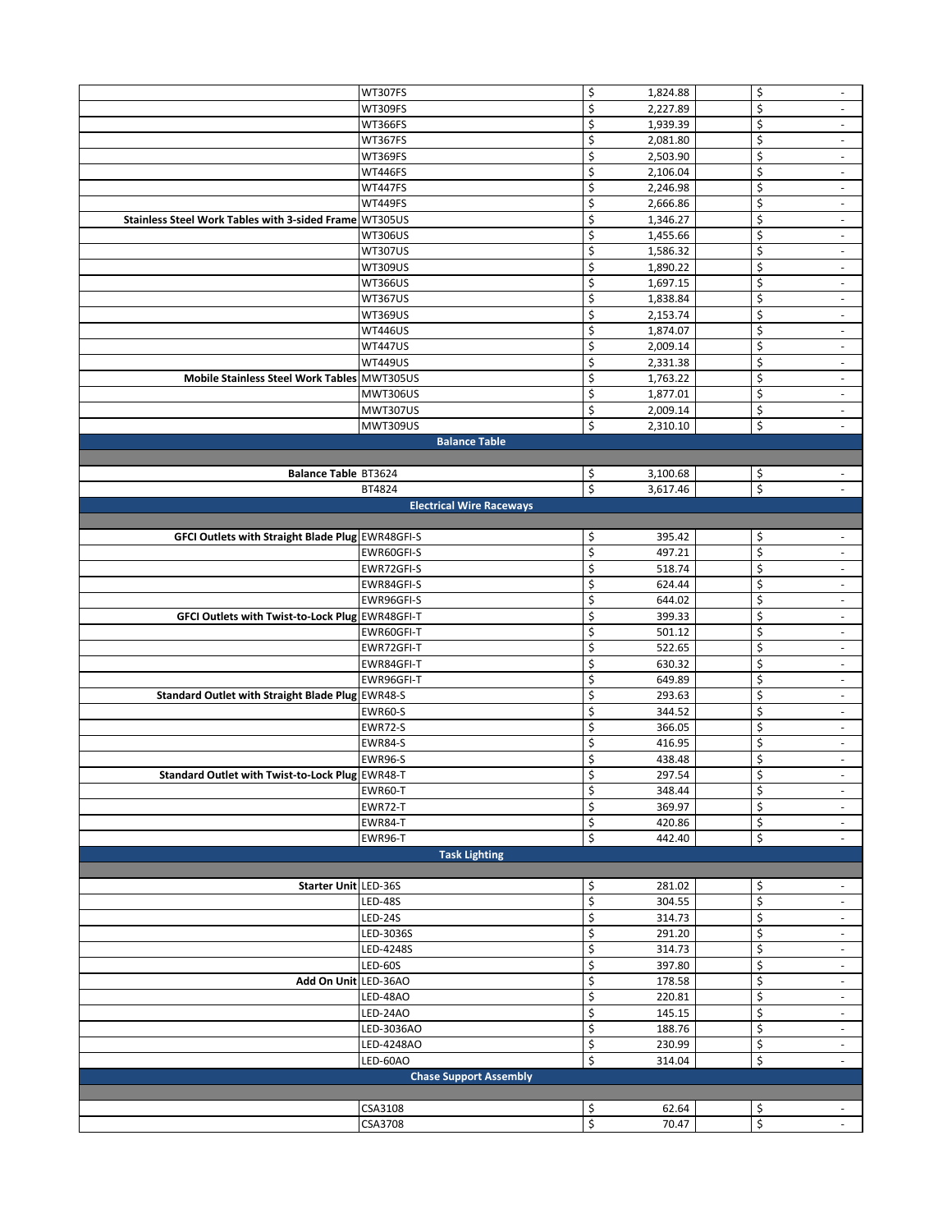| | | | |
|---|---|---|---|
| | WT307FS | $ 1,824.88 | $ - |
| | WT309FS | $ 2,227.89 | $ - |
| | WT366FS | $ 1,939.39 | $ - |
| | WT367FS | $ 2,081.80 | $ - |
| | WT369FS | $ 2,503.90 | $ - |
| | WT446FS | $ 2,106.04 | $ - |
| | WT447FS | $ 2,246.98 | $ - |
| | WT449FS | $ 2,666.86 | $ - |
| **Stainless Steel Work Tables with 3-sided Frame** | WT305US | $ 1,346.27 | $ - |
| | WT306US | $ 1,455.66 | $ - |
| | WT307US | $ 1,586.32 | $ - |
| | WT309US | $ 1,890.22 | $ - |
| | WT366US | $ 1,697.15 | $ - |
| | WT367US | $ 1,838.84 | $ - |
| | WT369US | $ 2,153.74 | $ - |
| | WT446US | $ 1,874.07 | $ - |
| | WT447US | $ 2,009.14 | $ - |
| | WT449US | $ 2,331.38 | $ - |
| **Mobile Stainless Steel Work Tables** | MWT305US | $ 1,763.22 | $ - |
| | MWT306US | $ 1,877.01 | $ - |
| | MWT307US | $ 2,009.14 | $ - |
| | MWT309US | $ 2,310.10 | $ - |
| | **Balance Table** | | |
| | | | |
| **Balance Table** | BT3624 | $ 3,100.68 | $ - |
| | BT4824 | $ 3,617.46 | $ - |
| | **Electrical Wire Raceways** | | |
| | | | |
| **GFCI Outlets with Straight Blade Plug** | EWR48GFI-S | $ 395.42 | $ - |
| | EWR60GFI-S | $ 497.21 | $ - |
| | EWR72GFI-S | $ 518.74 | $ - |
| | EWR84GFI-S | $ 624.44 | $ - |
| | EWR96GFI-S | $ 644.02 | $ - |
| **GFCI Outlets with Twist-to-Lock Plug** | EWR48GFI-T | $ 399.33 | $ - |
| | EWR60GFI-T | $ 501.12 | $ - |
| | EWR72GFI-T | $ 522.65 | $ - |
| | EWR84GFI-T | $ 630.32 | $ - |
| | EWR96GFI-T | $ 649.89 | $ - |
| **Standard Outlet with Straight Blade Plug** | EWR48-S | $ 293.63 | $ - |
| | EWR60-S | $ 344.52 | $ - |
| | EWR72-S | $ 366.05 | $ - |
| | EWR84-S | $ 416.95 | $ - |
| | EWR96-S | $ 438.48 | $ - |
| **Standard Outlet with Twist-to-Lock Plug** | EWR48-T | $ 297.54 | $ - |
| | EWR60-T | $ 348.44 | $ - |
| | EWR72-T | $ 369.97 | $ - |
| | EWR84-T | $ 420.86 | $ - |
| | EWR96-T | $ 442.40 | $ - |
| | **Task Lighting** | | |
| | | | |
| **Starter Unit** | LED-36S | $ 281.02 | $ - |
| | LED-48S | $ 304.55 | $ - |
| | LED-24S | $ 314.73 | $ - |
| | LED-3036S | $ 291.20 | $ - |
| | LED-4248S | $ 314.73 | $ - |
| | LED-60S | $ 397.80 | $ - |
| **Add On Unit** | LED-36AO | $ 178.58 | $ - |
| | LED-48AO | $ 220.81 | $ - |
| | LED-24AO | $ 145.15 | $ - |
| | LED-3036AO | $ 188.76 | $ - |
| | LED-4248AO | $ 230.99 | $ - |
| | LED-60AO | $ 314.04 | $ - |
| | **Chase Support Assembly** | | |
| | | | |
| | CSA3108 | $ 62.64 | $ - |
| | CSA3708 | $ 70.47 | $ - |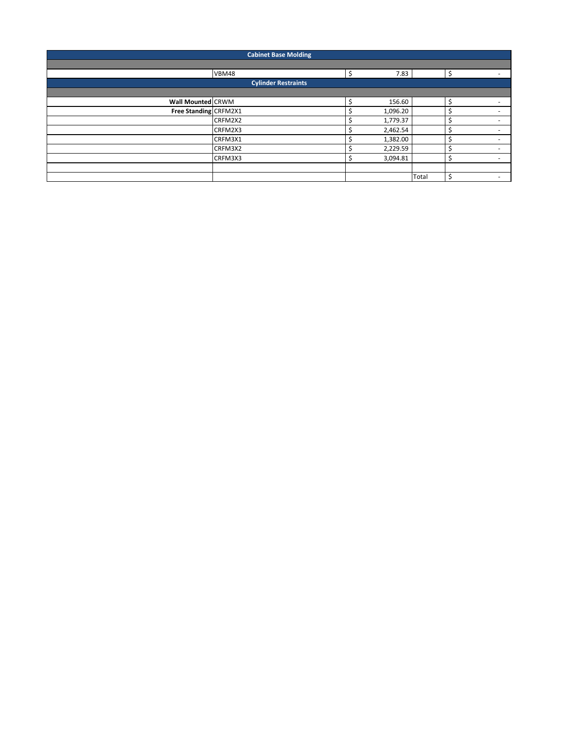| | | | | |
|---|---|---|---|---|
| **Cabinet Base Molding** | | | | |
| | | | | |
| | VBM48 | $ 7.83 | | $ - |
| **Cylinder Restraints** | | | | |
| | | | | |
| **Wall Mounted** | CRWM | $ 156.60 | | $ - |
| **Free Standing** | CRFM2X1 | $ 1,096.20 | | $ - |
| | CRFM2X2 | $ 1,779.37 | | $ - |
| | CRFM2X3 | $ 2,462.54 | | $ - |
| | CRFM3X1 | $ 1,382.00 | | $ - |
| | CRFM3X2 | $ 2,229.59 | | $ - |
| | CRFM3X3 | $ 3,094.81 | | $ - |
| | | | | |
| | | | Total | $ - |